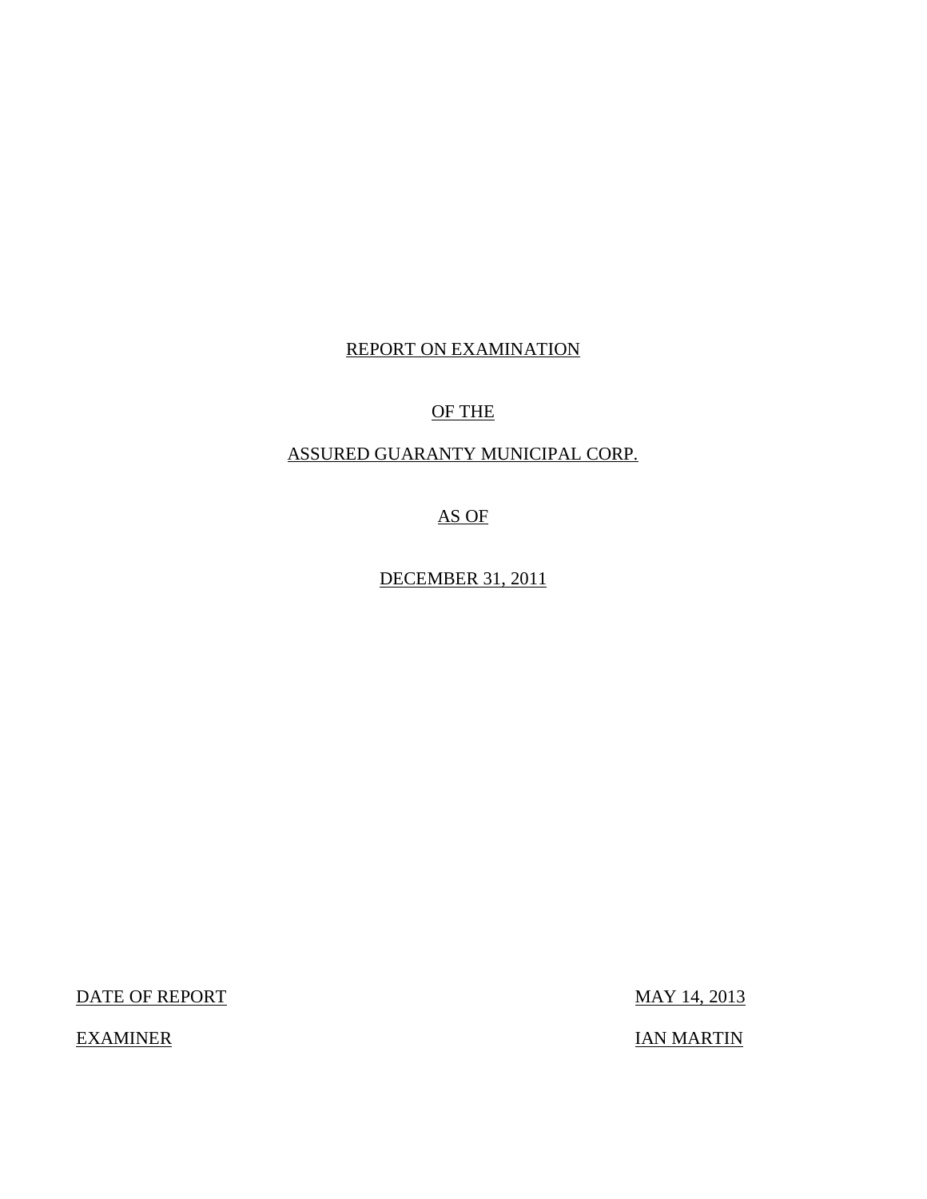# REPORT ON EXAMINATION

# OF THE

# ASSURED GUARANTY MUNICIPAL CORP.

# AS OF

# DECEMBER 31, 2011

| | |
|---|---|
| DATE OF REPORT | MAY 14, 2013 |
| EXAMINER | IAN MARTIN |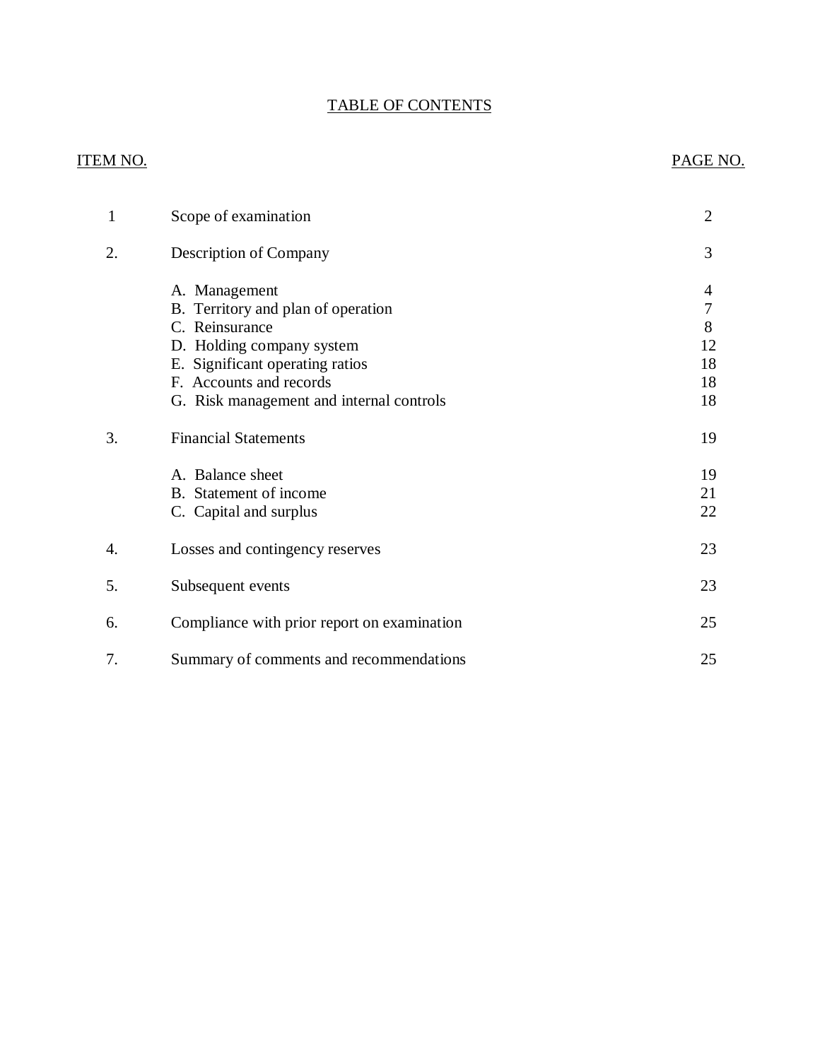# TABLE OF CONTENTS

| ITEM NO. | | PAGE NO. |
|---|---|---|
| 1 | Scope of examination | 2 |
| 2. | Description of Company | 3 |
| | A. Management | 4 |
| | B. Territory and plan of operation | 7 |
| | C. Reinsurance | 8 |
| | D. Holding company system | 12 |
| | E. Significant operating ratios | 18 |
| | F. Accounts and records | 18 |
| | G. Risk management and internal controls | 18 |
| 3. | Financial Statements | 19 |
| | A. Balance sheet | 19 |
| | B. Statement of income | 21 |
| | C. Capital and surplus | 22 |
| 4. | Losses and contingency reserves | 23 |
| 5. | Subsequent events | 23 |
| 6. | Compliance with prior report on examination | 25 |
| 7. | Summary of comments and recommendations | 25 |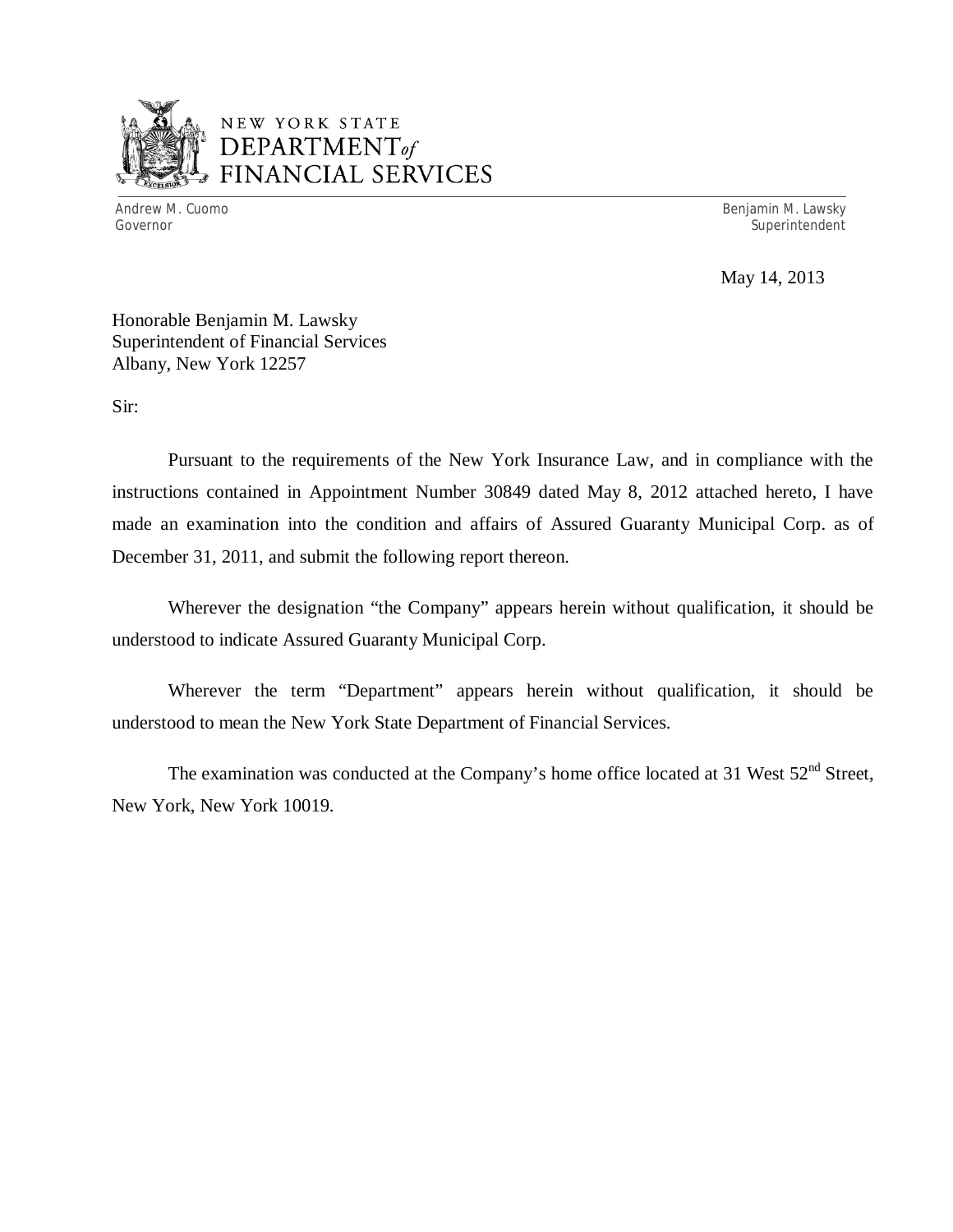NEW YORK STATE
DEPARTMENT *of*
FINANCIAL SERVICES

Andrew M. Cuomo
Governor

Benjamin M. Lawsky
Superintendent

May 14, 2013

Honorable Benjamin M. Lawsky
Superintendent of Financial Services
Albany, New York 12257

Sir:

Pursuant to the requirements of the New York Insurance Law, and in compliance with the instructions contained in Appointment Number 30849 dated May 8, 2012 attached hereto, I have made an examination into the condition and affairs of Assured Guaranty Municipal Corp. as of December 31, 2011, and submit the following report thereon.

Wherever the designation "the Company" appears herein without qualification, it should be understood to indicate Assured Guaranty Municipal Corp.

Wherever the term "Department" appears herein without qualification, it should be understood to mean the New York State Department of Financial Services.

The examination was conducted at the Company's home office located at 31 West 52nd Street, New York, New York 10019.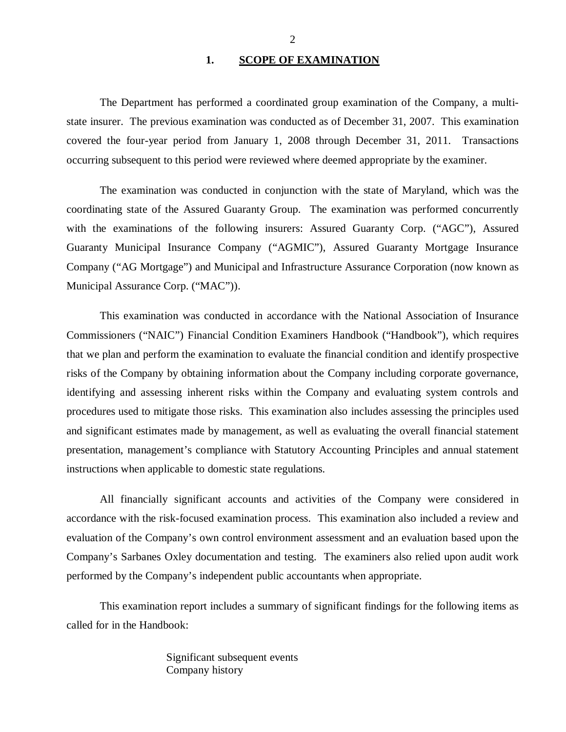## 1. SCOPE OF EXAMINATION

The Department has performed a coordinated group examination of the Company, a multi-state insurer. The previous examination was conducted as of December 31, 2007. This examination covered the four-year period from January 1, 2008 through December 31, 2011. Transactions occurring subsequent to this period were reviewed where deemed appropriate by the examiner.

The examination was conducted in conjunction with the state of Maryland, which was the coordinating state of the Assured Guaranty Group. The examination was performed concurrently with the examinations of the following insurers: Assured Guaranty Corp. ("AGC"), Assured Guaranty Municipal Insurance Company ("AGMIC"), Assured Guaranty Mortgage Insurance Company ("AG Mortgage") and Municipal and Infrastructure Assurance Corporation (now known as Municipal Assurance Corp. ("MAC")).

This examination was conducted in accordance with the National Association of Insurance Commissioners ("NAIC") Financial Condition Examiners Handbook ("Handbook"), which requires that we plan and perform the examination to evaluate the financial condition and identify prospective risks of the Company by obtaining information about the Company including corporate governance, identifying and assessing inherent risks within the Company and evaluating system controls and procedures used to mitigate those risks. This examination also includes assessing the principles used and significant estimates made by management, as well as evaluating the overall financial statement presentation, management's compliance with Statutory Accounting Principles and annual statement instructions when applicable to domestic state regulations.

All financially significant accounts and activities of the Company were considered in accordance with the risk-focused examination process. This examination also included a review and evaluation of the Company's own control environment assessment and an evaluation based upon the Company's Sarbanes Oxley documentation and testing. The examiners also relied upon audit work performed by the Company's independent public accountants when appropriate.

This examination report includes a summary of significant findings for the following items as called for in the Handbook:

Significant subsequent events
Company history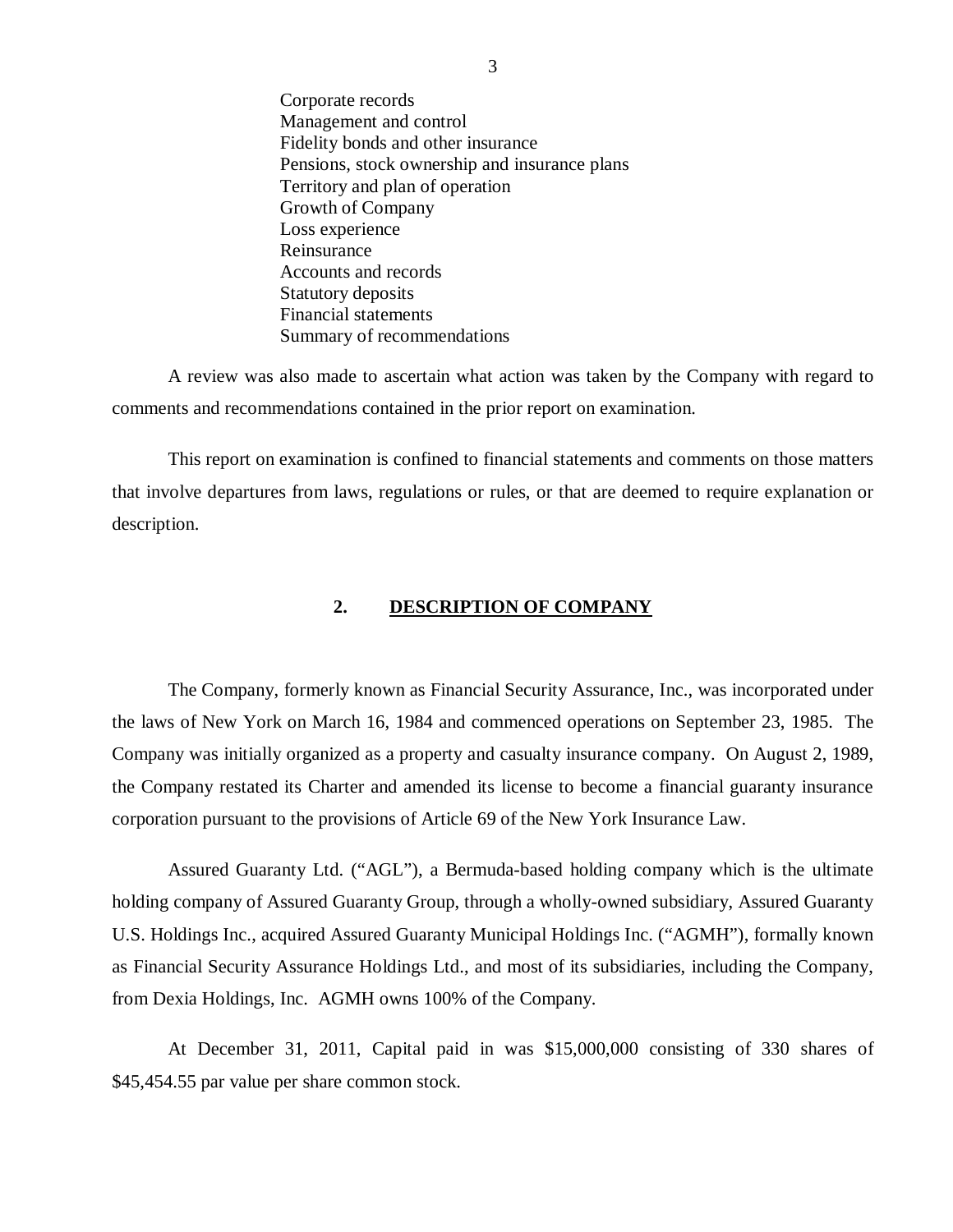- Corporate records
- Management and control
- Fidelity bonds and other insurance
- Pensions, stock ownership and insurance plans
- Territory and plan of operation
- Growth of Company
- Loss experience
- Reinsurance
- Accounts and records
- Statutory deposits
- Financial statements
- Summary of recommendations

A review was also made to ascertain what action was taken by the Company with regard to comments and recommendations contained in the prior report on examination.

This report on examination is confined to financial statements and comments on those matters that involve departures from laws, regulations or rules, or that are deemed to require explanation or description.

## 2. DESCRIPTION OF COMPANY

The Company, formerly known as Financial Security Assurance, Inc., was incorporated under the laws of New York on March 16, 1984 and commenced operations on September 23, 1985. The Company was initially organized as a property and casualty insurance company. On August 2, 1989, the Company restated its Charter and amended its license to become a financial guaranty insurance corporation pursuant to the provisions of Article 69 of the New York Insurance Law.

Assured Guaranty Ltd. ("AGL"), a Bermuda-based holding company which is the ultimate holding company of Assured Guaranty Group, through a wholly-owned subsidiary, Assured Guaranty U.S. Holdings Inc., acquired Assured Guaranty Municipal Holdings Inc. ("AGMH"), formally known as Financial Security Assurance Holdings Ltd., and most of its subsidiaries, including the Company, from Dexia Holdings, Inc. AGMH owns 100% of the Company.

At December 31, 2011, Capital paid in was $15,000,000 consisting of 330 shares of $45,454.55 par value per share common stock.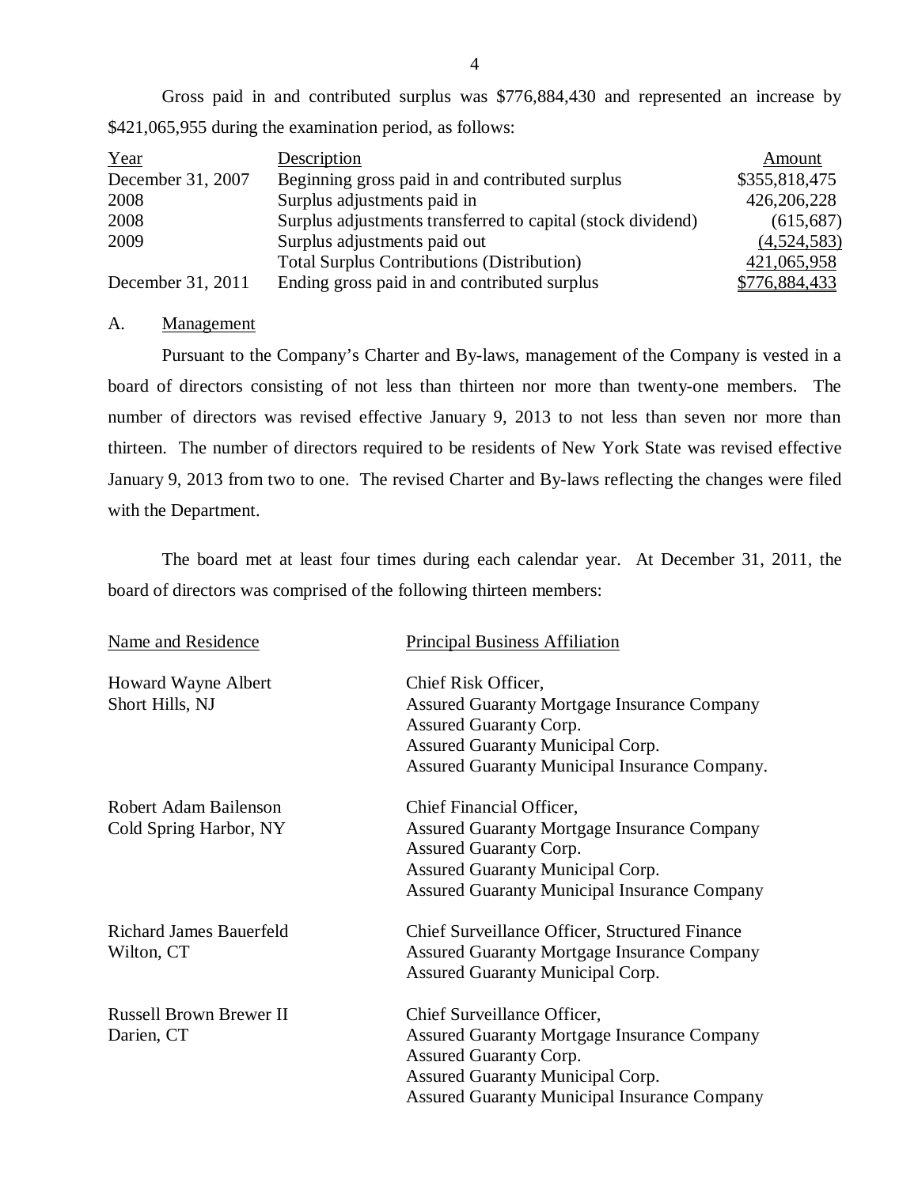Gross paid in and contributed surplus was \$776,884,430 and represented an increase by \$421,065,955 during the examination period, as follows:

| Year | Description | Amount |
|---|---|---|
| December 31, 2007 | Beginning gross paid in and contributed surplus | \$355,818,475 |
| 2008 | Surplus adjustments paid in | 426,206,228 |
| 2008 | Surplus adjustments transferred to capital (stock dividend) | (615,687) |
| 2009 | Surplus adjustments paid out | (4,524,583) |
| | Total Surplus Contributions (Distribution) | 421,065,958 |
| December 31, 2011 | Ending gross paid in and contributed surplus | \$776,884,433 |

A. Management

Pursuant to the Company's Charter and By-laws, management of the Company is vested in a board of directors consisting of not less than thirteen nor more than twenty-one members. The number of directors was revised effective January 9, 2013 to not less than seven nor more than thirteen. The number of directors required to be residents of New York State was revised effective January 9, 2013 from two to one. The revised Charter and By-laws reflecting the changes were filed with the Department.

The board met at least four times during each calendar year. At December 31, 2011, the board of directors was comprised of the following thirteen members:

| Name and Residence | Principal Business Affiliation |
|---|---|
| Howard Wayne Albert<br>Short Hills, NJ | Chief Risk Officer,<br>Assured Guaranty Mortgage Insurance Company<br>Assured Guaranty Corp.<br>Assured Guaranty Municipal Corp.<br>Assured Guaranty Municipal Insurance Company. |
| Robert Adam Bailenson<br>Cold Spring Harbor, NY | Chief Financial Officer,<br>Assured Guaranty Mortgage Insurance Company<br>Assured Guaranty Corp.<br>Assured Guaranty Municipal Corp.<br>Assured Guaranty Municipal Insurance Company |
| Richard James Bauerfeld<br>Wilton, CT | Chief Surveillance Officer, Structured Finance<br>Assured Guaranty Mortgage Insurance Company<br>Assured Guaranty Municipal Corp. |
| Russell Brown Brewer II<br>Darien, CT | Chief Surveillance Officer,<br>Assured Guaranty Mortgage Insurance Company<br>Assured Guaranty Corp.<br>Assured Guaranty Municipal Corp.<br>Assured Guaranty Municipal Insurance Company |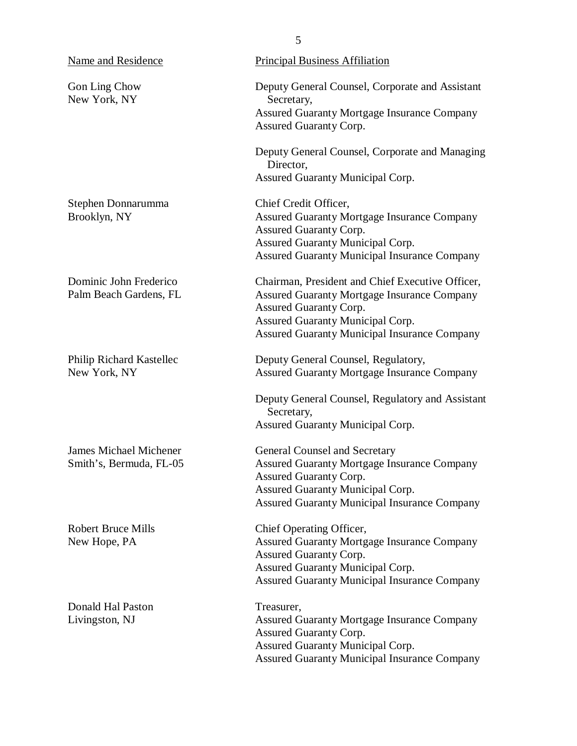| Name and Residence | Principal Business Affiliation |
| --- | --- |
| Gon Ling Chow<br>New York, NY | Deputy General Counsel, Corporate and Assistant Secretary,<br>Assured Guaranty Mortgage Insurance Company<br>Assured Guaranty Corp.<br><br>Deputy General Counsel, Corporate and Managing Director,<br>Assured Guaranty Municipal Corp. |
| Stephen Donnarumma<br>Brooklyn, NY | Chief Credit Officer,<br>Assured Guaranty Mortgage Insurance Company<br>Assured Guaranty Corp.<br>Assured Guaranty Municipal Corp.<br>Assured Guaranty Municipal Insurance Company |
| Dominic John Frederico<br>Palm Beach Gardens, FL | Chairman, President and Chief Executive Officer,<br>Assured Guaranty Mortgage Insurance Company<br>Assured Guaranty Corp.<br>Assured Guaranty Municipal Corp.<br>Assured Guaranty Municipal Insurance Company |
| Philip Richard Kastellec<br>New York, NY | Deputy General Counsel, Regulatory,<br>Assured Guaranty Mortgage Insurance Company<br><br>Deputy General Counsel, Regulatory and Assistant Secretary,<br>Assured Guaranty Municipal Corp. |
| James Michael Michener<br>Smith's, Bermuda, FL-05 | General Counsel and Secretary<br>Assured Guaranty Mortgage Insurance Company<br>Assured Guaranty Corp.<br>Assured Guaranty Municipal Corp.<br>Assured Guaranty Municipal Insurance Company |
| Robert Bruce Mills<br>New Hope, PA | Chief Operating Officer,<br>Assured Guaranty Mortgage Insurance Company<br>Assured Guaranty Corp.<br>Assured Guaranty Municipal Corp.<br>Assured Guaranty Municipal Insurance Company |
| Donald Hal Paston<br>Livingston, NJ | Treasurer,<br>Assured Guaranty Mortgage Insurance Company<br>Assured Guaranty Corp.<br>Assured Guaranty Municipal Corp.<br>Assured Guaranty Municipal Insurance Company |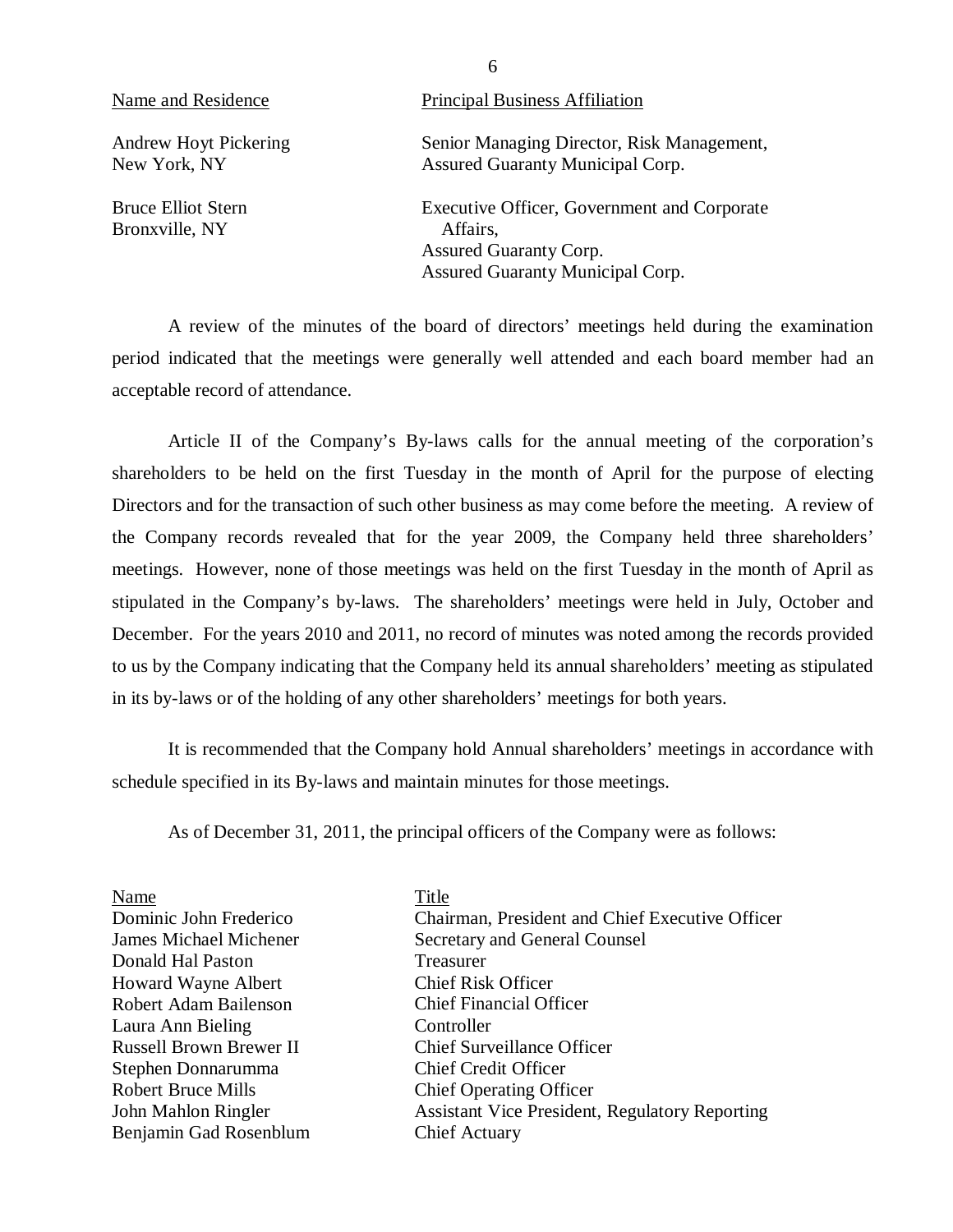| Name and Residence | Principal Business Affiliation |
|---|---|
| Andrew Hoyt Pickering<br>New York, NY | Senior Managing Director, Risk Management,<br>Assured Guaranty Municipal Corp. |
| Bruce Elliot Stern<br>Bronxville, NY | Executive Officer, Government and Corporate Affairs,<br>Assured Guaranty Corp.<br>Assured Guaranty Municipal Corp. |

A review of the minutes of the board of directors' meetings held during the examination period indicated that the meetings were generally well attended and each board member had an acceptable record of attendance.

Article II of the Company's By-laws calls for the annual meeting of the corporation's shareholders to be held on the first Tuesday in the month of April for the purpose of electing Directors and for the transaction of such other business as may come before the meeting. A review of the Company records revealed that for the year 2009, the Company held three shareholders' meetings. However, none of those meetings was held on the first Tuesday in the month of April as stipulated in the Company's by-laws. The shareholders' meetings were held in July, October and December. For the years 2010 and 2011, no record of minutes was noted among the records provided to us by the Company indicating that the Company held its annual shareholders' meeting as stipulated in its by-laws or of the holding of any other shareholders' meetings for both years.

It is recommended that the Company hold Annual shareholders' meetings in accordance with schedule specified in its By-laws and maintain minutes for those meetings.

As of December 31, 2011, the principal officers of the Company were as follows:

| Name | Title |
|---|---|
| Dominic John Frederico | Chairman, President and Chief Executive Officer |
| James Michael Michener | Secretary and General Counsel |
| Donald Hal Paston | Treasurer |
| Howard Wayne Albert | Chief Risk Officer |
| Robert Adam Bailenson | Chief Financial Officer |
| Laura Ann Bieling | Controller |
| Russell Brown Brewer II | Chief Surveillance Officer |
| Stephen Donnarumma | Chief Credit Officer |
| Robert Bruce Mills | Chief Operating Officer |
| John Mahlon Ringler | Assistant Vice President, Regulatory Reporting |
| Benjamin Gad Rosenblum | Chief Actuary |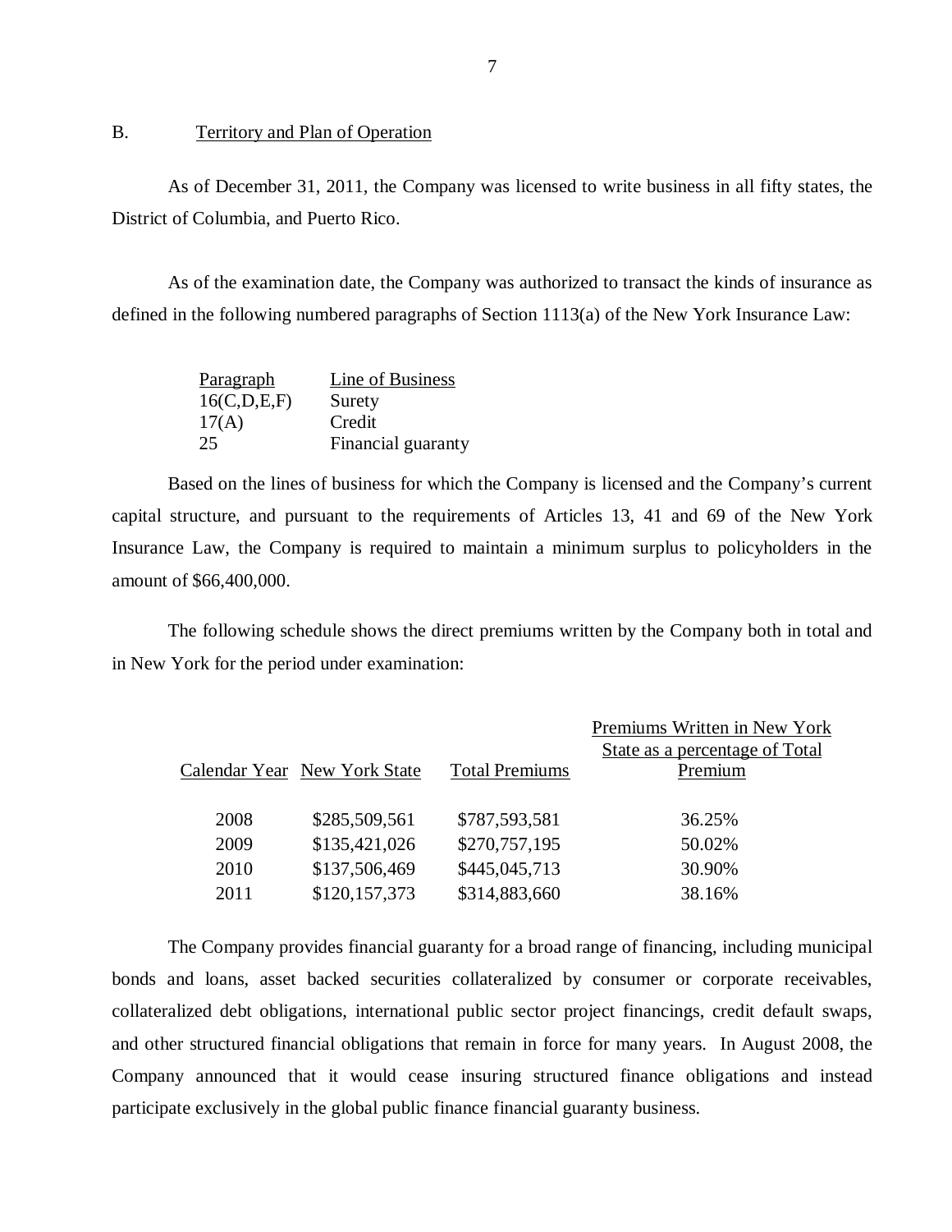## B. Territory and Plan of Operation

As of December 31, 2011, the Company was licensed to write business in all fifty states, the District of Columbia, and Puerto Rico.

As of the examination date, the Company was authorized to transact the kinds of insurance as defined in the following numbered paragraphs of Section 1113(a) of the New York Insurance Law:

| Paragraph | Line of Business |
|---|---|
| 16(C,D,E,F) | Surety |
| 17(A) | Credit |
| 25 | Financial guaranty |

Based on the lines of business for which the Company is licensed and the Company's current capital structure, and pursuant to the requirements of Articles 13, 41 and 69 of the New York Insurance Law, the Company is required to maintain a minimum surplus to policyholders in the amount of $66,400,000.

The following schedule shows the direct premiums written by the Company both in total and in New York for the period under examination:

| Calendar Year | New York State | Total Premiums | Premiums Written in New York State as a percentage of Total Premium |
|---|---|---|---|
| 2008 | $285,509,561 | $787,593,581 | 36.25% |
| 2009 | $135,421,026 | $270,757,195 | 50.02% |
| 2010 | $137,506,469 | $445,045,713 | 30.90% |
| 2011 | $120,157,373 | $314,883,660 | 38.16% |

The Company provides financial guaranty for a broad range of financing, including municipal bonds and loans, asset backed securities collateralized by consumer or corporate receivables, collateralized debt obligations, international public sector project financings, credit default swaps, and other structured financial obligations that remain in force for many years. In August 2008, the Company announced that it would cease insuring structured finance obligations and instead participate exclusively in the global public finance financial guaranty business.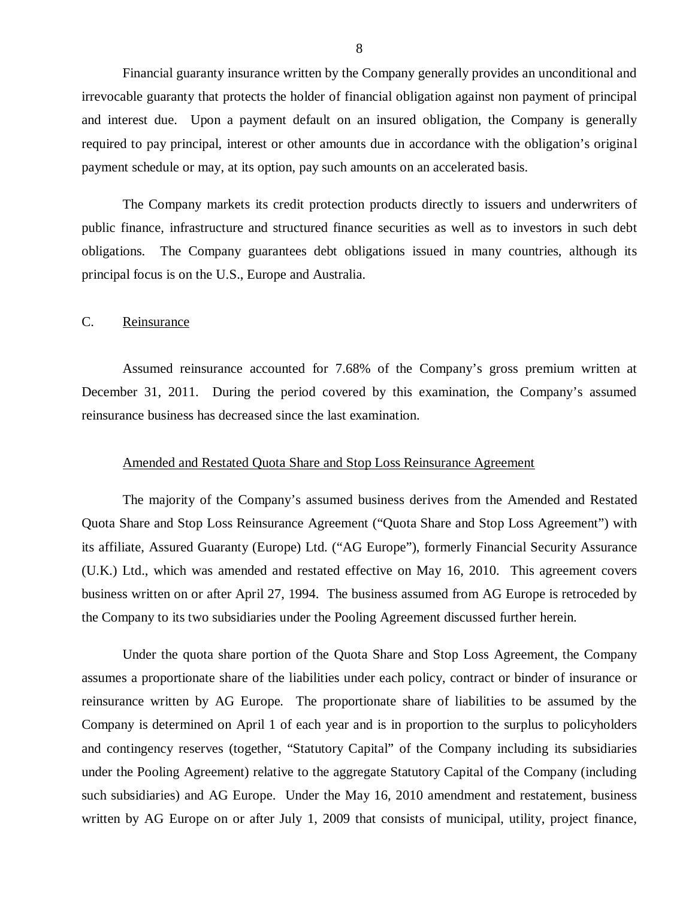Financial guaranty insurance written by the Company generally provides an unconditional and irrevocable guaranty that protects the holder of financial obligation against non payment of principal and interest due. Upon a payment default on an insured obligation, the Company is generally required to pay principal, interest or other amounts due in accordance with the obligation's original payment schedule or may, at its option, pay such amounts on an accelerated basis.

The Company markets its credit protection products directly to issuers and underwriters of public finance, infrastructure and structured finance securities as well as to investors in such debt obligations. The Company guarantees debt obligations issued in many countries, although its principal focus is on the U.S., Europe and Australia.

## C. Reinsurance

Assumed reinsurance accounted for 7.68% of the Company's gross premium written at December 31, 2011. During the period covered by this examination, the Company's assumed reinsurance business has decreased since the last examination.

### Amended and Restated Quota Share and Stop Loss Reinsurance Agreement

The majority of the Company's assumed business derives from the Amended and Restated Quota Share and Stop Loss Reinsurance Agreement ("Quota Share and Stop Loss Agreement") with its affiliate, Assured Guaranty (Europe) Ltd. ("AG Europe"), formerly Financial Security Assurance (U.K.) Ltd., which was amended and restated effective on May 16, 2010. This agreement covers business written on or after April 27, 1994. The business assumed from AG Europe is retroceded by the Company to its two subsidiaries under the Pooling Agreement discussed further herein.

Under the quota share portion of the Quota Share and Stop Loss Agreement, the Company assumes a proportionate share of the liabilities under each policy, contract or binder of insurance or reinsurance written by AG Europe. The proportionate share of liabilities to be assumed by the Company is determined on April 1 of each year and is in proportion to the surplus to policyholders and contingency reserves (together, "Statutory Capital" of the Company including its subsidiaries under the Pooling Agreement) relative to the aggregate Statutory Capital of the Company (including such subsidiaries) and AG Europe. Under the May 16, 2010 amendment and restatement, business written by AG Europe on or after July 1, 2009 that consists of municipal, utility, project finance,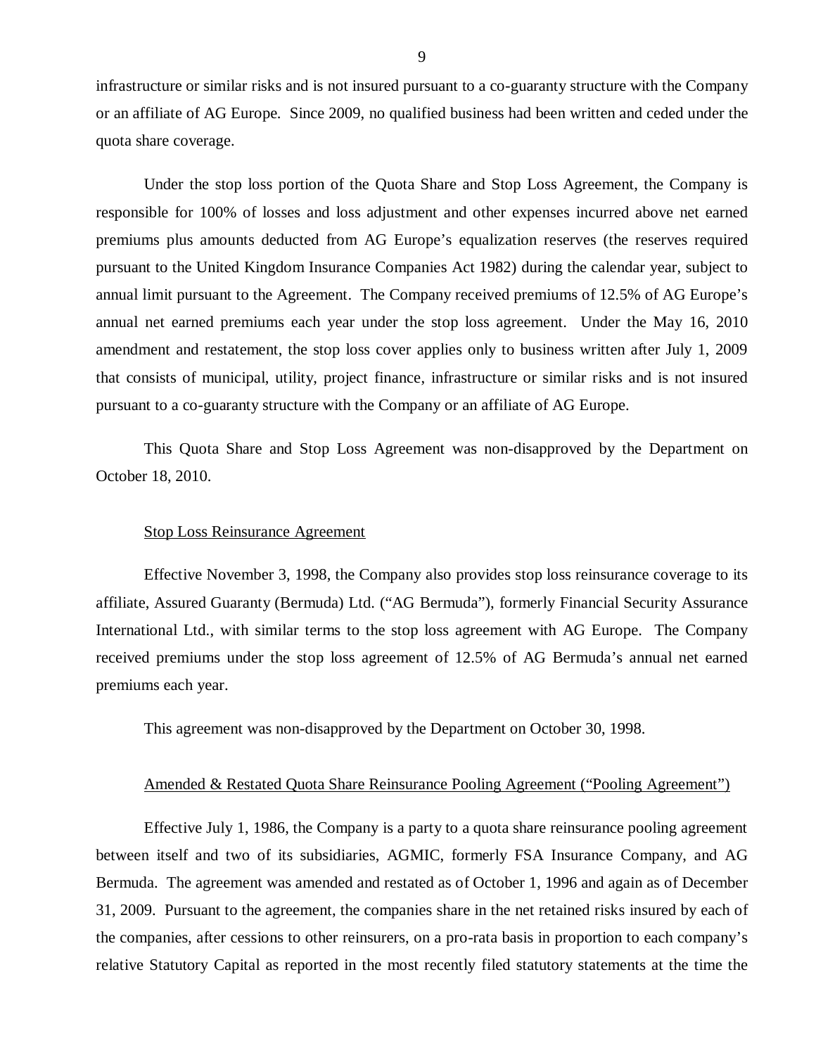infrastructure or similar risks and is not insured pursuant to a co-guaranty structure with the Company or an affiliate of AG Europe. Since 2009, no qualified business had been written and ceded under the quota share coverage.

Under the stop loss portion of the Quota Share and Stop Loss Agreement, the Company is responsible for 100% of losses and loss adjustment and other expenses incurred above net earned premiums plus amounts deducted from AG Europe's equalization reserves (the reserves required pursuant to the United Kingdom Insurance Companies Act 1982) during the calendar year, subject to annual limit pursuant to the Agreement. The Company received premiums of 12.5% of AG Europe's annual net earned premiums each year under the stop loss agreement. Under the May 16, 2010 amendment and restatement, the stop loss cover applies only to business written after July 1, 2009 that consists of municipal, utility, project finance, infrastructure or similar risks and is not insured pursuant to a co-guaranty structure with the Company or an affiliate of AG Europe.

This Quota Share and Stop Loss Agreement was non-disapproved by the Department on October 18, 2010.

Stop Loss Reinsurance Agreement

Effective November 3, 1998, the Company also provides stop loss reinsurance coverage to its affiliate, Assured Guaranty (Bermuda) Ltd. ("AG Bermuda"), formerly Financial Security Assurance International Ltd., with similar terms to the stop loss agreement with AG Europe. The Company received premiums under the stop loss agreement of 12.5% of AG Bermuda's annual net earned premiums each year.

This agreement was non-disapproved by the Department on October 30, 1998.

Amended & Restated Quota Share Reinsurance Pooling Agreement ("Pooling Agreement")

Effective July 1, 1986, the Company is a party to a quota share reinsurance pooling agreement between itself and two of its subsidiaries, AGMIC, formerly FSA Insurance Company, and AG Bermuda. The agreement was amended and restated as of October 1, 1996 and again as of December 31, 2009. Pursuant to the agreement, the companies share in the net retained risks insured by each of the companies, after cessions to other reinsurers, on a pro-rata basis in proportion to each company's relative Statutory Capital as reported in the most recently filed statutory statements at the time the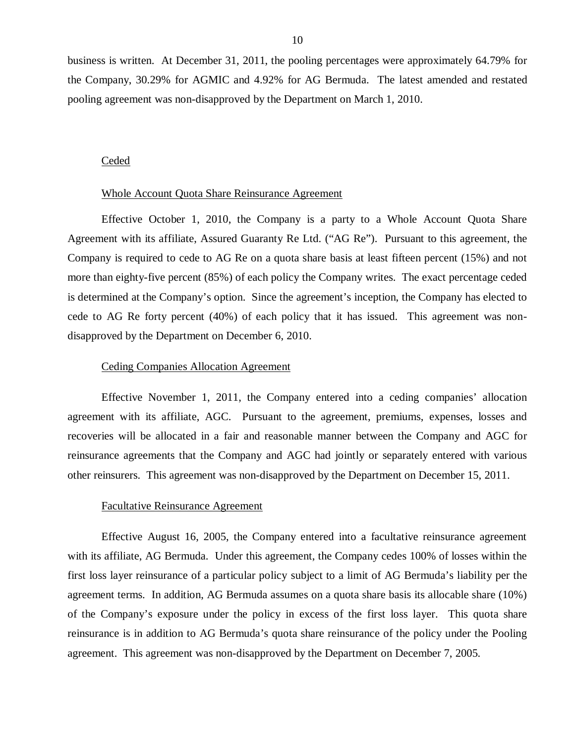business is written. At December 31, 2011, the pooling percentages were approximately 64.79% for the Company, 30.29% for AGMIC and 4.92% for AG Bermuda. The latest amended and restated pooling agreement was non-disapproved by the Department on March 1, 2010.

Ceded

Whole Account Quota Share Reinsurance Agreement

Effective October 1, 2010, the Company is a party to a Whole Account Quota Share Agreement with its affiliate, Assured Guaranty Re Ltd. ("AG Re"). Pursuant to this agreement, the Company is required to cede to AG Re on a quota share basis at least fifteen percent (15%) and not more than eighty-five percent (85%) of each policy the Company writes. The exact percentage ceded is determined at the Company's option. Since the agreement's inception, the Company has elected to cede to AG Re forty percent (40%) of each policy that it has issued. This agreement was non-disapproved by the Department on December 6, 2010.

Ceding Companies Allocation Agreement

Effective November 1, 2011, the Company entered into a ceding companies' allocation agreement with its affiliate, AGC. Pursuant to the agreement, premiums, expenses, losses and recoveries will be allocated in a fair and reasonable manner between the Company and AGC for reinsurance agreements that the Company and AGC had jointly or separately entered with various other reinsurers. This agreement was non-disapproved by the Department on December 15, 2011.

Facultative Reinsurance Agreement

Effective August 16, 2005, the Company entered into a facultative reinsurance agreement with its affiliate, AG Bermuda. Under this agreement, the Company cedes 100% of losses within the first loss layer reinsurance of a particular policy subject to a limit of AG Bermuda's liability per the agreement terms. In addition, AG Bermuda assumes on a quota share basis its allocable share (10%) of the Company's exposure under the policy in excess of the first loss layer. This quota share reinsurance is in addition to AG Bermuda's quota share reinsurance of the policy under the Pooling agreement. This agreement was non-disapproved by the Department on December 7, 2005.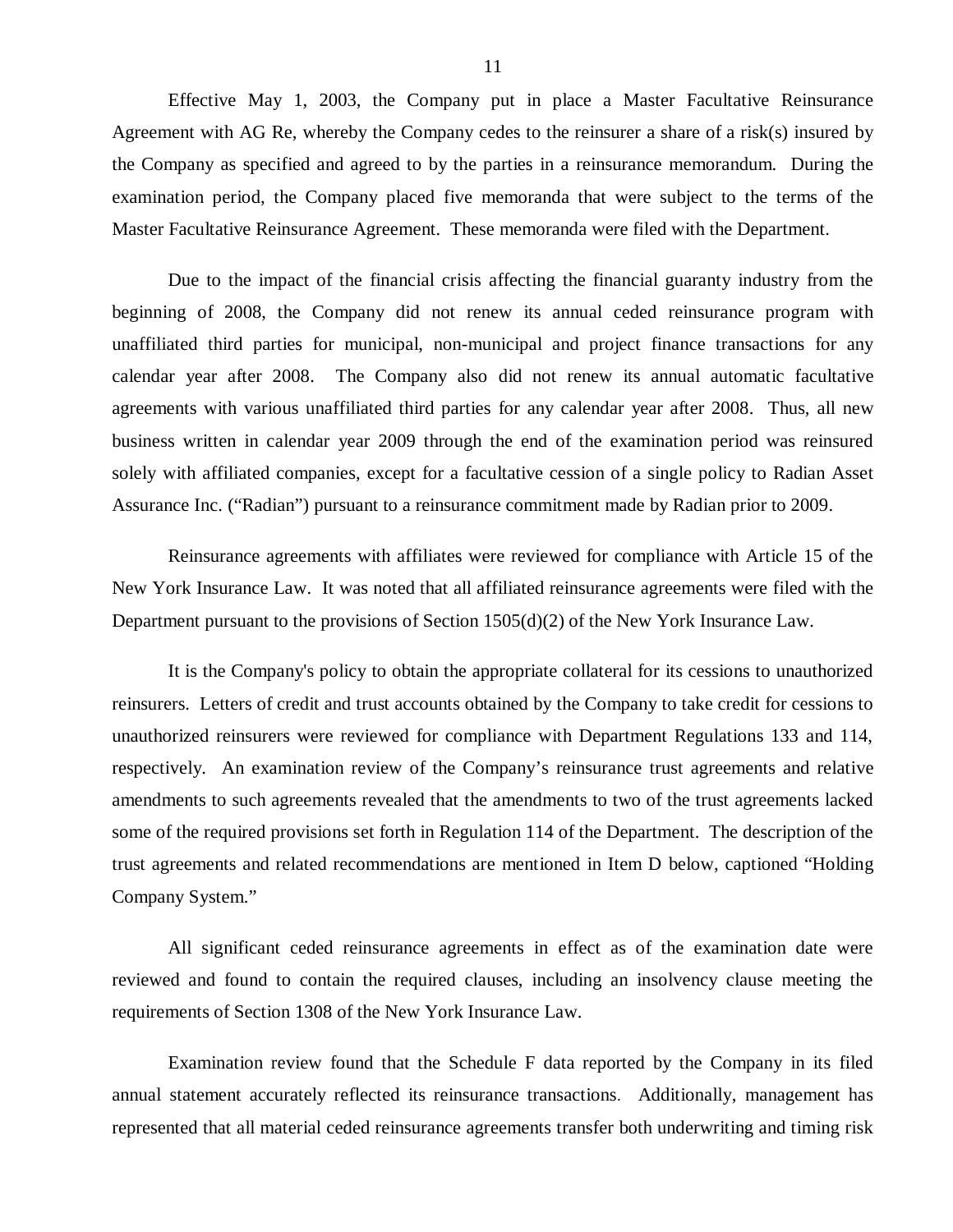Effective May 1, 2003, the Company put in place a Master Facultative Reinsurance Agreement with AG Re, whereby the Company cedes to the reinsurer a share of a risk(s) insured by the Company as specified and agreed to by the parties in a reinsurance memorandum. During the examination period, the Company placed five memoranda that were subject to the terms of the Master Facultative Reinsurance Agreement. These memoranda were filed with the Department.

Due to the impact of the financial crisis affecting the financial guaranty industry from the beginning of 2008, the Company did not renew its annual ceded reinsurance program with unaffiliated third parties for municipal, non-municipal and project finance transactions for any calendar year after 2008. The Company also did not renew its annual automatic facultative agreements with various unaffiliated third parties for any calendar year after 2008. Thus, all new business written in calendar year 2009 through the end of the examination period was reinsured solely with affiliated companies, except for a facultative cession of a single policy to Radian Asset Assurance Inc. ("Radian") pursuant to a reinsurance commitment made by Radian prior to 2009.

Reinsurance agreements with affiliates were reviewed for compliance with Article 15 of the New York Insurance Law. It was noted that all affiliated reinsurance agreements were filed with the Department pursuant to the provisions of Section 1505(d)(2) of the New York Insurance Law.

It is the Company's policy to obtain the appropriate collateral for its cessions to unauthorized reinsurers. Letters of credit and trust accounts obtained by the Company to take credit for cessions to unauthorized reinsurers were reviewed for compliance with Department Regulations 133 and 114, respectively. An examination review of the Company's reinsurance trust agreements and relative amendments to such agreements revealed that the amendments to two of the trust agreements lacked some of the required provisions set forth in Regulation 114 of the Department. The description of the trust agreements and related recommendations are mentioned in Item D below, captioned "Holding Company System."

All significant ceded reinsurance agreements in effect as of the examination date were reviewed and found to contain the required clauses, including an insolvency clause meeting the requirements of Section 1308 of the New York Insurance Law.

Examination review found that the Schedule F data reported by the Company in its filed annual statement accurately reflected its reinsurance transactions. Additionally, management has represented that all material ceded reinsurance agreements transfer both underwriting and timing risk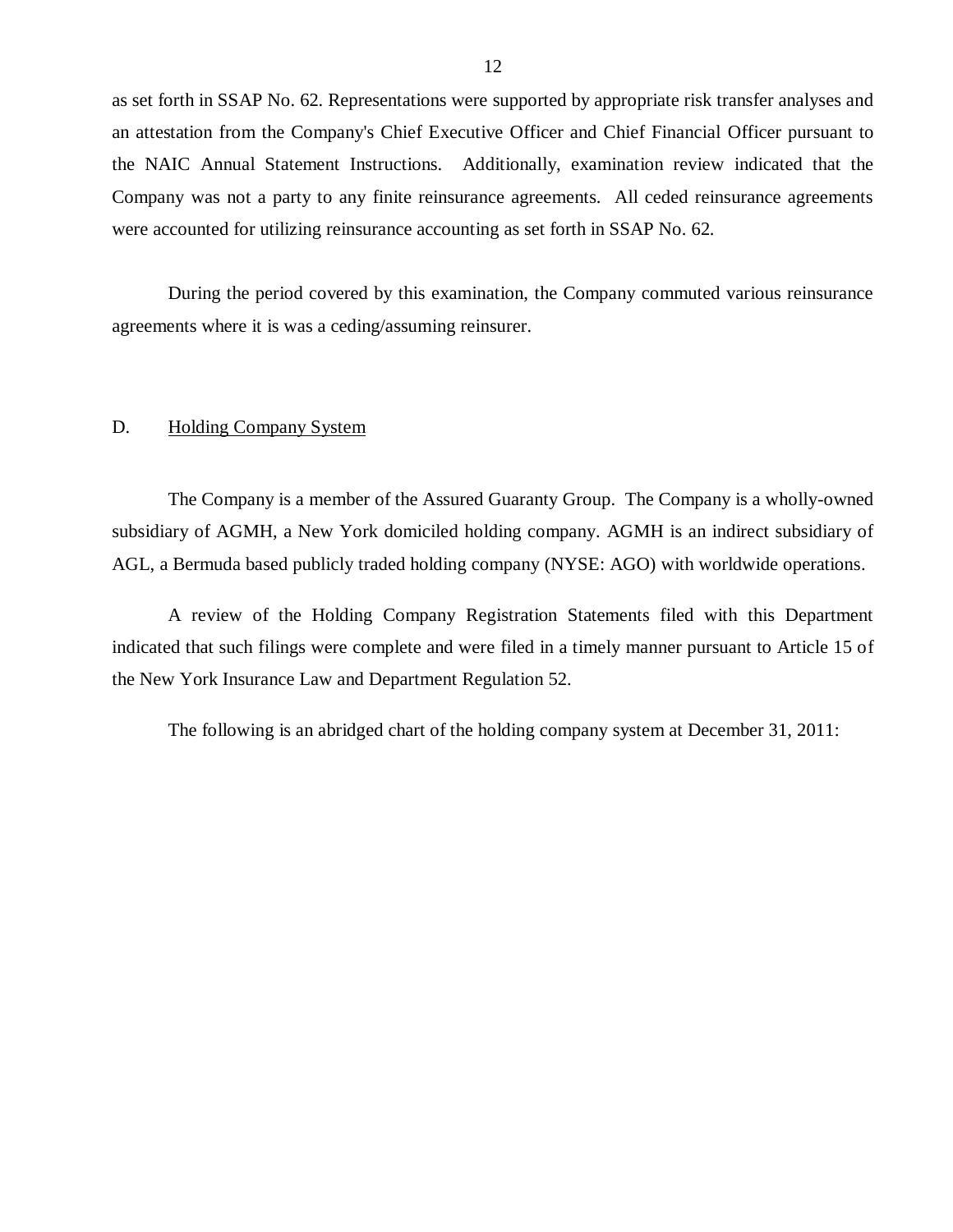as set forth in SSAP No. 62. Representations were supported by appropriate risk transfer analyses and an attestation from the Company's Chief Executive Officer and Chief Financial Officer pursuant to the NAIC Annual Statement Instructions. Additionally, examination review indicated that the Company was not a party to any finite reinsurance agreements. All ceded reinsurance agreements were accounted for utilizing reinsurance accounting as set forth in SSAP No. 62.

During the period covered by this examination, the Company commuted various reinsurance agreements where it is was a ceding/assuming reinsurer.

## D. Holding Company System

The Company is a member of the Assured Guaranty Group. The Company is a wholly-owned subsidiary of AGMH, a New York domiciled holding company. AGMH is an indirect subsidiary of AGL, a Bermuda based publicly traded holding company (NYSE: AGO) with worldwide operations.

A review of the Holding Company Registration Statements filed with this Department indicated that such filings were complete and were filed in a timely manner pursuant to Article 15 of the New York Insurance Law and Department Regulation 52.

The following is an abridged chart of the holding company system at December 31, 2011: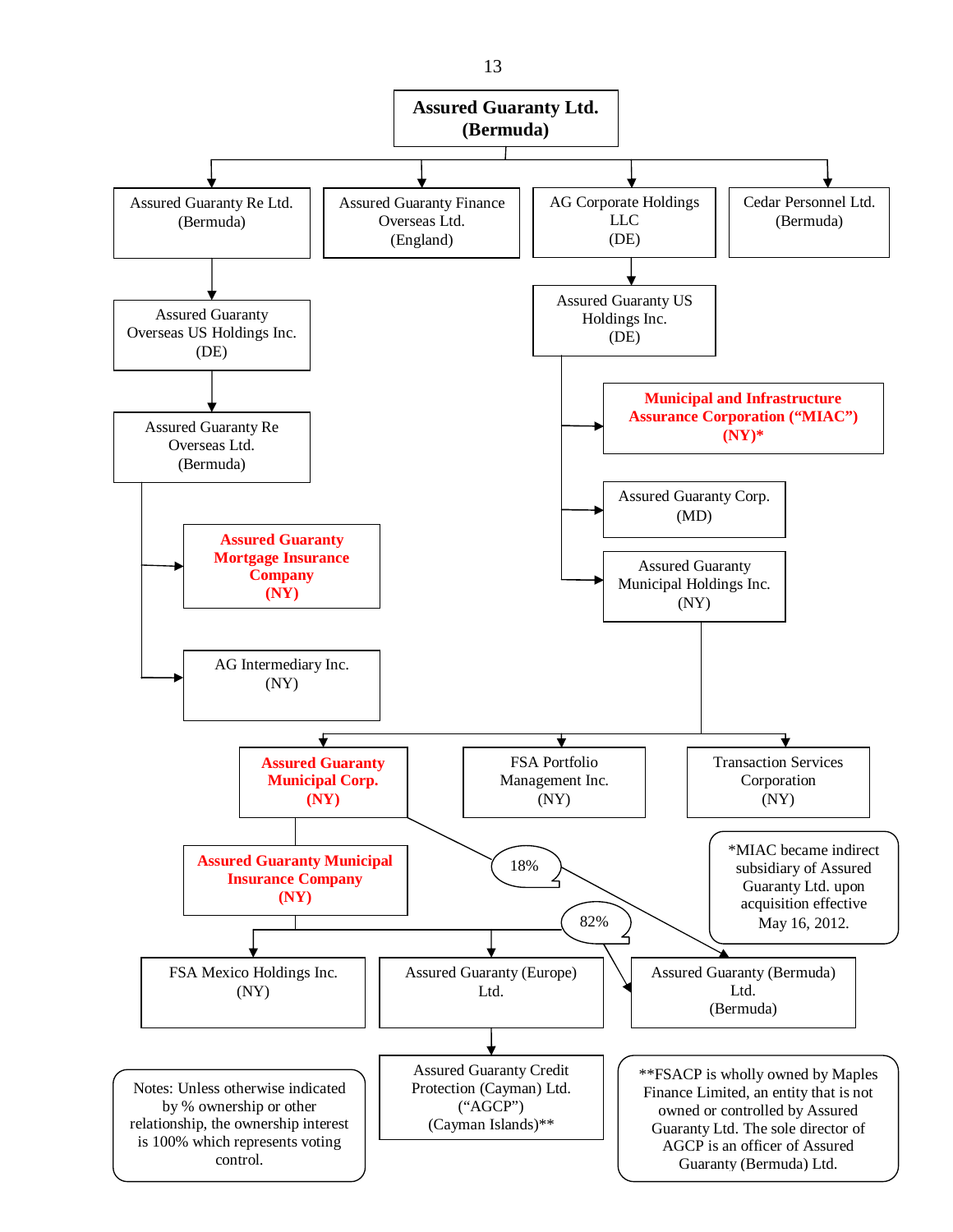**Assured Guaranty Ltd. (Bermuda)**

- Assured Guaranty Re Ltd. (Bermuda)
  - Assured Guaranty Overseas US Holdings Inc. (DE)
    - Assured Guaranty Re Overseas Ltd. (Bermuda)
      - **Assured Guaranty Mortgage Insurance Company (NY)**
      - AG Intermediary Inc. (NY)
- Assured Guaranty Finance Overseas Ltd. (England)
- AG Corporate Holdings LLC (DE)
  - Assured Guaranty US Holdings Inc. (DE)
    - **Municipal and Infrastructure Assurance Corporation ("MIAC") (NY)***
    - Assured Guaranty Corp. (MD)
    - Assured Guaranty Municipal Holdings Inc. (NY)
      - **Assured Guaranty Municipal Corp. (NY)**
        - **Assured Guaranty Municipal Insurance Company (NY)**
          - FSA Mexico Holdings Inc. (NY)
          - Assured Guaranty (Europe) Ltd.
            - Assured Guaranty Credit Protection (Cayman) Ltd. ("AGCP") (Cayman Islands)**
          - Assured Guaranty (Bermuda) Ltd. (Bermuda) — 82%
        - Assured Guaranty (Bermuda) Ltd. (Bermuda) — 18%
      - FSA Portfolio Management Inc. (NY)
      - Transaction Services Corporation (NY)
- Cedar Personnel Ltd. (Bermuda)

*MIAC became indirect subsidiary of Assured Guaranty Ltd. upon acquisition effective May 16, 2012.

**FSACP is wholly owned by Maples Finance Limited, an entity that is not owned or controlled by Assured Guaranty Ltd. The sole director of AGCP is an officer of Assured Guaranty (Bermuda) Ltd.

Notes: Unless otherwise indicated by % ownership or other relationship, the ownership interest is 100% which represents voting control.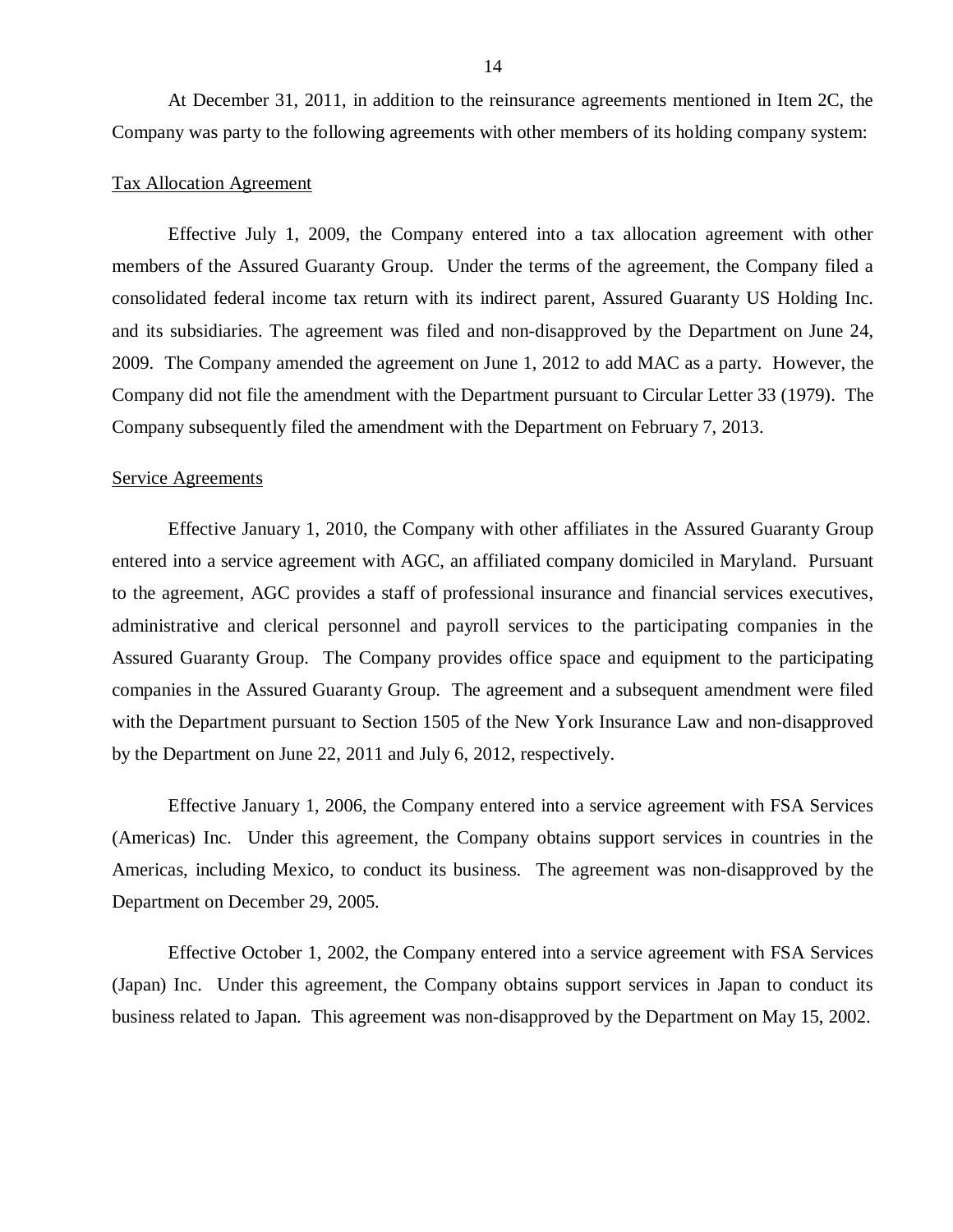At December 31, 2011, in addition to the reinsurance agreements mentioned in Item 2C, the Company was party to the following agreements with other members of its holding company system:

Tax Allocation Agreement

Effective July 1, 2009, the Company entered into a tax allocation agreement with other members of the Assured Guaranty Group. Under the terms of the agreement, the Company filed a consolidated federal income tax return with its indirect parent, Assured Guaranty US Holding Inc. and its subsidiaries. The agreement was filed and non-disapproved by the Department on June 24, 2009. The Company amended the agreement on June 1, 2012 to add MAC as a party. However, the Company did not file the amendment with the Department pursuant to Circular Letter 33 (1979). The Company subsequently filed the amendment with the Department on February 7, 2013.

Service Agreements

Effective January 1, 2010, the Company with other affiliates in the Assured Guaranty Group entered into a service agreement with AGC, an affiliated company domiciled in Maryland. Pursuant to the agreement, AGC provides a staff of professional insurance and financial services executives, administrative and clerical personnel and payroll services to the participating companies in the Assured Guaranty Group. The Company provides office space and equipment to the participating companies in the Assured Guaranty Group. The agreement and a subsequent amendment were filed with the Department pursuant to Section 1505 of the New York Insurance Law and non-disapproved by the Department on June 22, 2011 and July 6, 2012, respectively.

Effective January 1, 2006, the Company entered into a service agreement with FSA Services (Americas) Inc. Under this agreement, the Company obtains support services in countries in the Americas, including Mexico, to conduct its business. The agreement was non-disapproved by the Department on December 29, 2005.

Effective October 1, 2002, the Company entered into a service agreement with FSA Services (Japan) Inc. Under this agreement, the Company obtains support services in Japan to conduct its business related to Japan. This agreement was non-disapproved by the Department on May 15, 2002.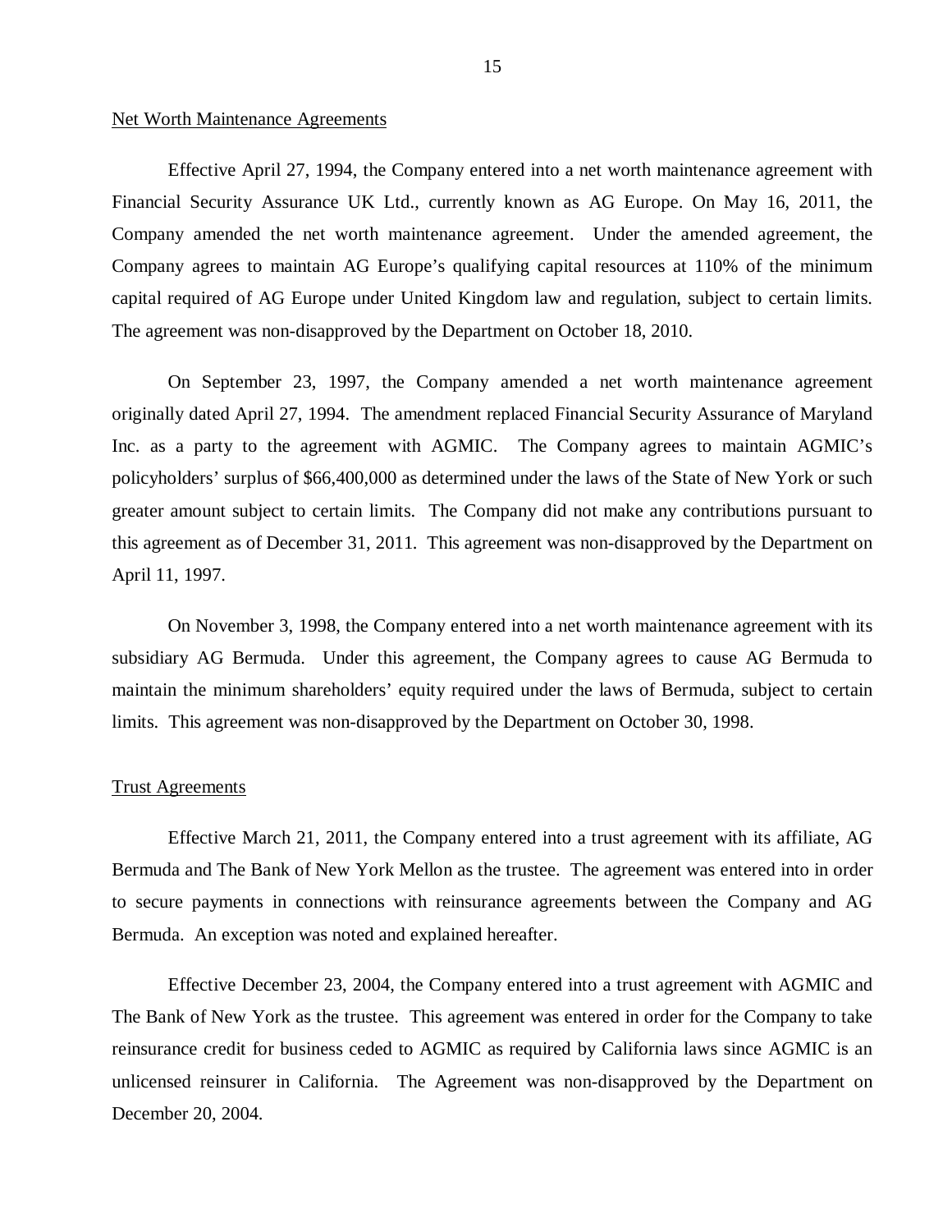Net Worth Maintenance Agreements

Effective April 27, 1994, the Company entered into a net worth maintenance agreement with Financial Security Assurance UK Ltd., currently known as AG Europe. On May 16, 2011, the Company amended the net worth maintenance agreement. Under the amended agreement, the Company agrees to maintain AG Europe's qualifying capital resources at 110% of the minimum capital required of AG Europe under United Kingdom law and regulation, subject to certain limits. The agreement was non-disapproved by the Department on October 18, 2010.

On September 23, 1997, the Company amended a net worth maintenance agreement originally dated April 27, 1994. The amendment replaced Financial Security Assurance of Maryland Inc. as a party to the agreement with AGMIC. The Company agrees to maintain AGMIC's policyholders' surplus of $66,400,000 as determined under the laws of the State of New York or such greater amount subject to certain limits. The Company did not make any contributions pursuant to this agreement as of December 31, 2011. This agreement was non-disapproved by the Department on April 11, 1997.

On November 3, 1998, the Company entered into a net worth maintenance agreement with its subsidiary AG Bermuda. Under this agreement, the Company agrees to cause AG Bermuda to maintain the minimum shareholders' equity required under the laws of Bermuda, subject to certain limits. This agreement was non-disapproved by the Department on October 30, 1998.

Trust Agreements

Effective March 21, 2011, the Company entered into a trust agreement with its affiliate, AG Bermuda and The Bank of New York Mellon as the trustee. The agreement was entered into in order to secure payments in connections with reinsurance agreements between the Company and AG Bermuda. An exception was noted and explained hereafter.

Effective December 23, 2004, the Company entered into a trust agreement with AGMIC and The Bank of New York as the trustee. This agreement was entered in order for the Company to take reinsurance credit for business ceded to AGMIC as required by California laws since AGMIC is an unlicensed reinsurer in California. The Agreement was non-disapproved by the Department on December 20, 2004.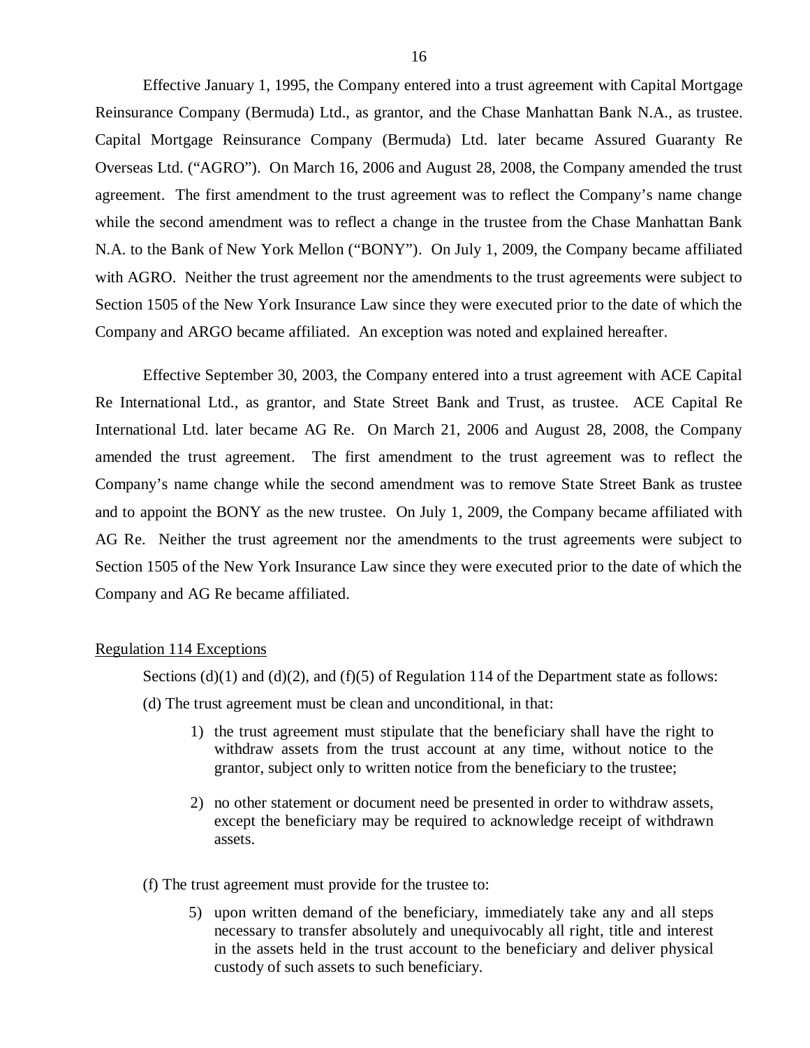Effective January 1, 1995, the Company entered into a trust agreement with Capital Mortgage Reinsurance Company (Bermuda) Ltd., as grantor, and the Chase Manhattan Bank N.A., as trustee. Capital Mortgage Reinsurance Company (Bermuda) Ltd. later became Assured Guaranty Re Overseas Ltd. ("AGRO"). On March 16, 2006 and August 28, 2008, the Company amended the trust agreement. The first amendment to the trust agreement was to reflect the Company's name change while the second amendment was to reflect a change in the trustee from the Chase Manhattan Bank N.A. to the Bank of New York Mellon ("BONY"). On July 1, 2009, the Company became affiliated with AGRO. Neither the trust agreement nor the amendments to the trust agreements were subject to Section 1505 of the New York Insurance Law since they were executed prior to the date of which the Company and ARGO became affiliated. An exception was noted and explained hereafter.

Effective September 30, 2003, the Company entered into a trust agreement with ACE Capital Re International Ltd., as grantor, and State Street Bank and Trust, as trustee. ACE Capital Re International Ltd. later became AG Re. On March 21, 2006 and August 28, 2008, the Company amended the trust agreement. The first amendment to the trust agreement was to reflect the Company's name change while the second amendment was to remove State Street Bank as trustee and to appoint the BONY as the new trustee. On July 1, 2009, the Company became affiliated with AG Re. Neither the trust agreement nor the amendments to the trust agreements were subject to Section 1505 of the New York Insurance Law since they were executed prior to the date of which the Company and AG Re became affiliated.

Regulation 114 Exceptions

Sections (d)(1) and (d)(2), and (f)(5) of Regulation 114 of the Department state as follows:

(d) The trust agreement must be clean and unconditional, in that:

1) the trust agreement must stipulate that the beneficiary shall have the right to withdraw assets from the trust account at any time, without notice to the grantor, subject only to written notice from the beneficiary to the trustee;

2) no other statement or document need be presented in order to withdraw assets, except the beneficiary may be required to acknowledge receipt of withdrawn assets.

(f) The trust agreement must provide for the trustee to:

5) upon written demand of the beneficiary, immediately take any and all steps necessary to transfer absolutely and unequivocably all right, title and interest in the assets held in the trust account to the beneficiary and deliver physical custody of such assets to such beneficiary.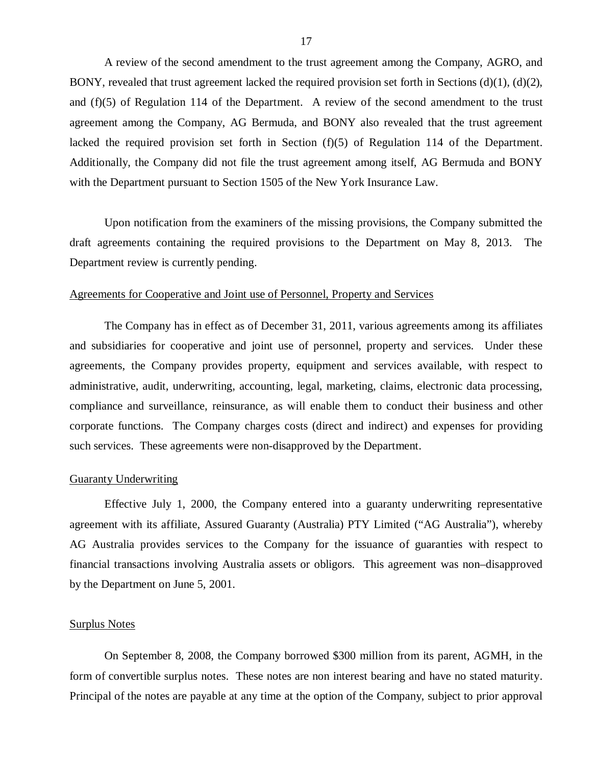A review of the second amendment to the trust agreement among the Company, AGRO, and BONY, revealed that trust agreement lacked the required provision set forth in Sections (d)(1), (d)(2), and (f)(5) of Regulation 114 of the Department. A review of the second amendment to the trust agreement among the Company, AG Bermuda, and BONY also revealed that the trust agreement lacked the required provision set forth in Section (f)(5) of Regulation 114 of the Department. Additionally, the Company did not file the trust agreement among itself, AG Bermuda and BONY with the Department pursuant to Section 1505 of the New York Insurance Law.

Upon notification from the examiners of the missing provisions, the Company submitted the draft agreements containing the required provisions to the Department on May 8, 2013. The Department review is currently pending.

Agreements for Cooperative and Joint use of Personnel, Property and Services

The Company has in effect as of December 31, 2011, various agreements among its affiliates and subsidiaries for cooperative and joint use of personnel, property and services. Under these agreements, the Company provides property, equipment and services available, with respect to administrative, audit, underwriting, accounting, legal, marketing, claims, electronic data processing, compliance and surveillance, reinsurance, as will enable them to conduct their business and other corporate functions. The Company charges costs (direct and indirect) and expenses for providing such services. These agreements were non-disapproved by the Department.

Guaranty Underwriting

Effective July 1, 2000, the Company entered into a guaranty underwriting representative agreement with its affiliate, Assured Guaranty (Australia) PTY Limited ("AG Australia"), whereby AG Australia provides services to the Company for the issuance of guaranties with respect to financial transactions involving Australia assets or obligors. This agreement was non–disapproved by the Department on June 5, 2001.

Surplus Notes

On September 8, 2008, the Company borrowed $300 million from its parent, AGMH, in the form of convertible surplus notes. These notes are non interest bearing and have no stated maturity. Principal of the notes are payable at any time at the option of the Company, subject to prior approval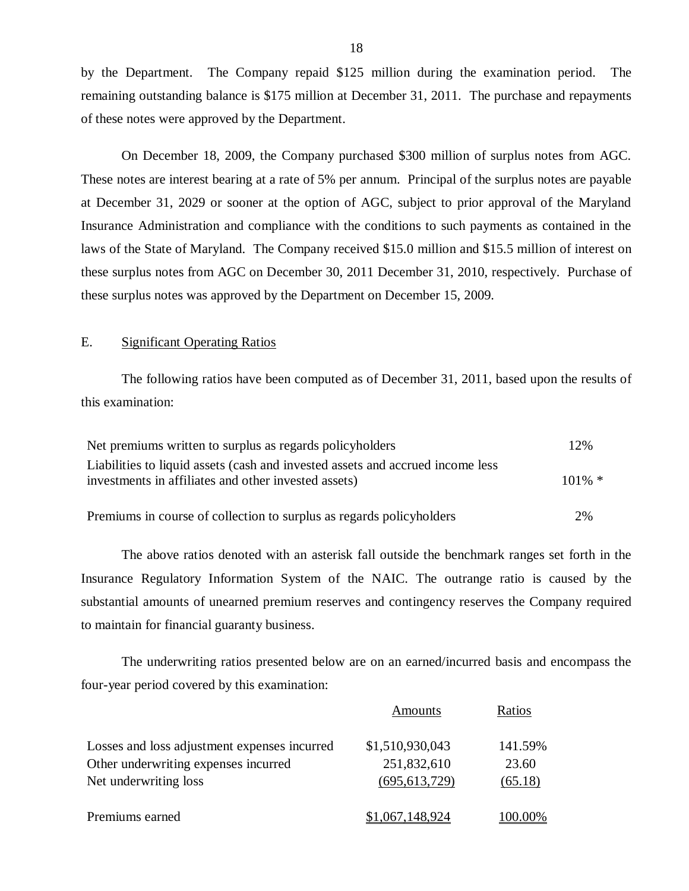by the Department. The Company repaid $125 million during the examination period. The remaining outstanding balance is $175 million at December 31, 2011. The purchase and repayments of these notes were approved by the Department.

On December 18, 2009, the Company purchased $300 million of surplus notes from AGC. These notes are interest bearing at a rate of 5% per annum. Principal of the surplus notes are payable at December 31, 2029 or sooner at the option of AGC, subject to prior approval of the Maryland Insurance Administration and compliance with the conditions to such payments as contained in the laws of the State of Maryland. The Company received $15.0 million and $15.5 million of interest on these surplus notes from AGC on December 30, 2011 December 31, 2010, respectively. Purchase of these surplus notes was approved by the Department on December 15, 2009.

## E. Significant Operating Ratios

The following ratios have been computed as of December 31, 2011, based upon the results of this examination:

| | |
|---|---|
| Net premiums written to surplus as regards policyholders | 12% |
| Liabilities to liquid assets (cash and invested assets and accrued income less investments in affiliates and other invested assets) | 101% * |
| Premiums in course of collection to surplus as regards policyholders | 2% |

The above ratios denoted with an asterisk fall outside the benchmark ranges set forth in the Insurance Regulatory Information System of the NAIC. The outrange ratio is caused by the substantial amounts of unearned premium reserves and contingency reserves the Company required to maintain for financial guaranty business.

The underwriting ratios presented below are on an earned/incurred basis and encompass the four-year period covered by this examination:

| | Amounts | Ratios |
|---|---|---|
| Losses and loss adjustment expenses incurred | $1,510,930,043 | 141.59% |
| Other underwriting expenses incurred | 251,832,610 | 23.60 |
| Net underwriting loss | (695,613,729) | (65.18) |
| Premiums earned | $1,067,148,924 | 100.00% |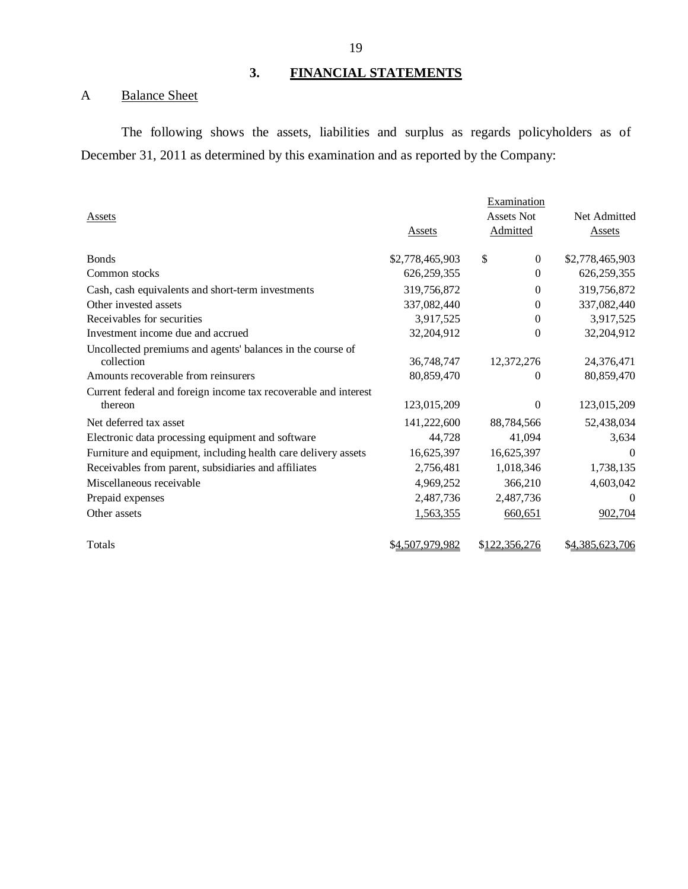## 3. FINANCIAL STATEMENTS

### A Balance Sheet

The following shows the assets, liabilities and surplus as regards policyholders as of December 31, 2011 as determined by this examination and as reported by the Company:

| Assets | Assets | Examination Assets Not Admitted | Net Admitted Assets |
|---|---|---|---|
| Bonds | $2,778,465,903 | $ 0 | $2,778,465,903 |
| Common stocks | 626,259,355 | 0 | 626,259,355 |
| Cash, cash equivalents and short-term investments | 319,756,872 | 0 | 319,756,872 |
| Other invested assets | 337,082,440 | 0 | 337,082,440 |
| Receivables for securities | 3,917,525 | 0 | 3,917,525 |
| Investment income due and accrued | 32,204,912 | 0 | 32,204,912 |
| Uncollected premiums and agents' balances in the course of collection | 36,748,747 | 12,372,276 | 24,376,471 |
| Amounts recoverable from reinsurers | 80,859,470 | 0 | 80,859,470 |
| Current federal and foreign income tax recoverable and interest thereon | 123,015,209 | 0 | 123,015,209 |
| Net deferred tax asset | 141,222,600 | 88,784,566 | 52,438,034 |
| Electronic data processing equipment and software | 44,728 | 41,094 | 3,634 |
| Furniture and equipment, including health care delivery assets | 16,625,397 | 16,625,397 | 0 |
| Receivables from parent, subsidiaries and affiliates | 2,756,481 | 1,018,346 | 1,738,135 |
| Miscellaneous receivable | 4,969,252 | 366,210 | 4,603,042 |
| Prepaid expenses | 2,487,736 | 2,487,736 | 0 |
| Other assets | 1,563,355 | 660,651 | 902,704 |
| Totals | $4,507,979,982 | $122,356,276 | $4,385,623,706 |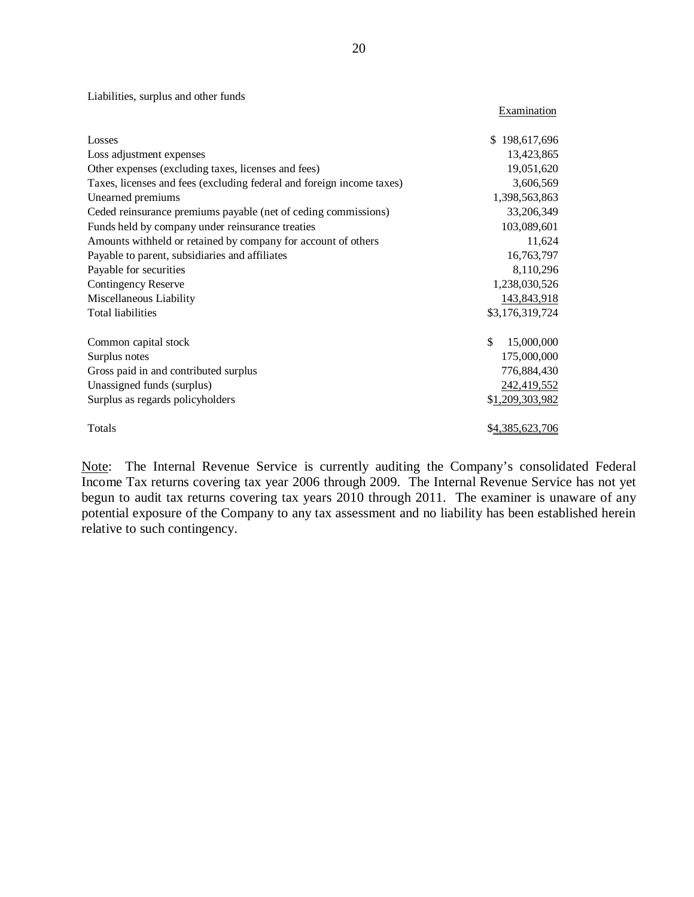Liabilities, surplus and other funds

| | Examination |
|---|---|
| Losses | $ 198,617,696 |
| Loss adjustment expenses | 13,423,865 |
| Other expenses (excluding taxes, licenses and fees) | 19,051,620 |
| Taxes, licenses and fees (excluding federal and foreign income taxes) | 3,606,569 |
| Unearned premiums | 1,398,563,863 |
| Ceded reinsurance premiums payable (net of ceding commissions) | 33,206,349 |
| Funds held by company under reinsurance treaties | 103,089,601 |
| Amounts withheld or retained by company for account of others | 11,624 |
| Payable to parent, subsidiaries and affiliates | 16,763,797 |
| Payable for securities | 8,110,296 |
| Contingency Reserve | 1,238,030,526 |
| Miscellaneous Liability | 143,843,918 |
| Total liabilities | $3,176,319,724 |
| | |
| Common capital stock | $ 15,000,000 |
| Surplus notes | 175,000,000 |
| Gross paid in and contributed surplus | 776,884,430 |
| Unassigned funds (surplus) | 242,419,552 |
| Surplus as regards policyholders | $1,209,303,982 |
| | |
| Totals | $4,385,623,706 |

Note: The Internal Revenue Service is currently auditing the Company's consolidated Federal Income Tax returns covering tax year 2006 through 2009. The Internal Revenue Service has not yet begun to audit tax returns covering tax years 2010 through 2011. The examiner is unaware of any potential exposure of the Company to any tax assessment and no liability has been established herein relative to such contingency.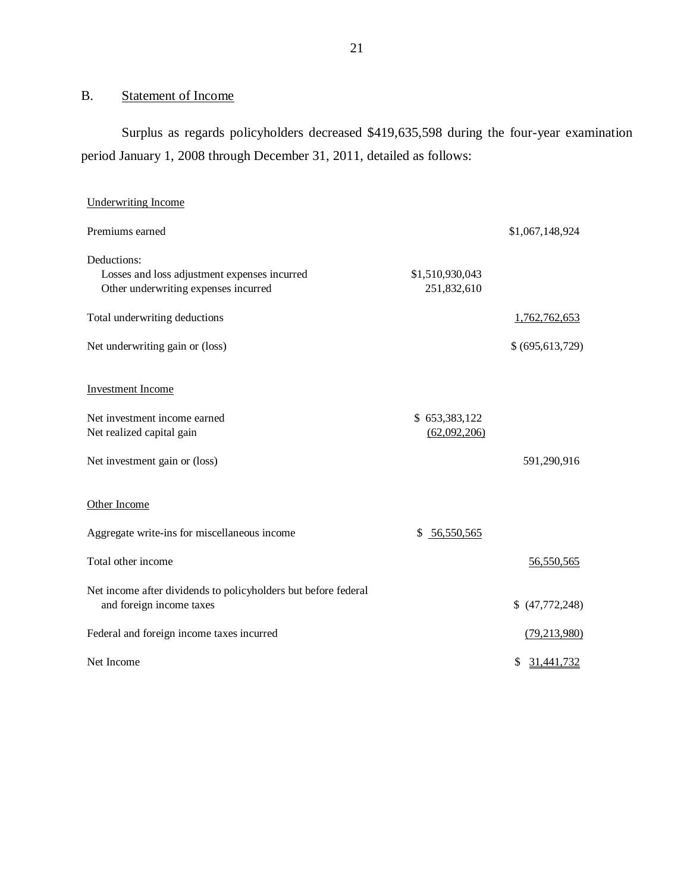## B. Statement of Income

Surplus as regards policyholders decreased $419,635,598 during the four-year examination period January 1, 2008 through December 31, 2011, detailed as follows:

| | | |
|---|---|---|
| Underwriting Income | | |
| Premiums earned | | $1,067,148,924 |
| Deductions: | | |
| Losses and loss adjustment expenses incurred | $1,510,930,043 | |
| Other underwriting expenses incurred | 251,832,610 | |
| Total underwriting deductions | | 1,762,762,653 |
| Net underwriting gain or (loss) | | $ (695,613,729) |
| Investment Income | | |
| Net investment income earned | $ 653,383,122 | |
| Net realized capital gain | (62,092,206) | |
| Net investment gain or (loss) | | 591,290,916 |
| Other Income | | |
| Aggregate write-ins for miscellaneous income | $ 56,550,565 | |
| Total other income | | 56,550,565 |
| Net income after dividends to policyholders but before federal and foreign income taxes | | $ (47,772,248) |
| Federal and foreign income taxes incurred | | (79,213,980) |
| Net Income | | $ 31,441,732 |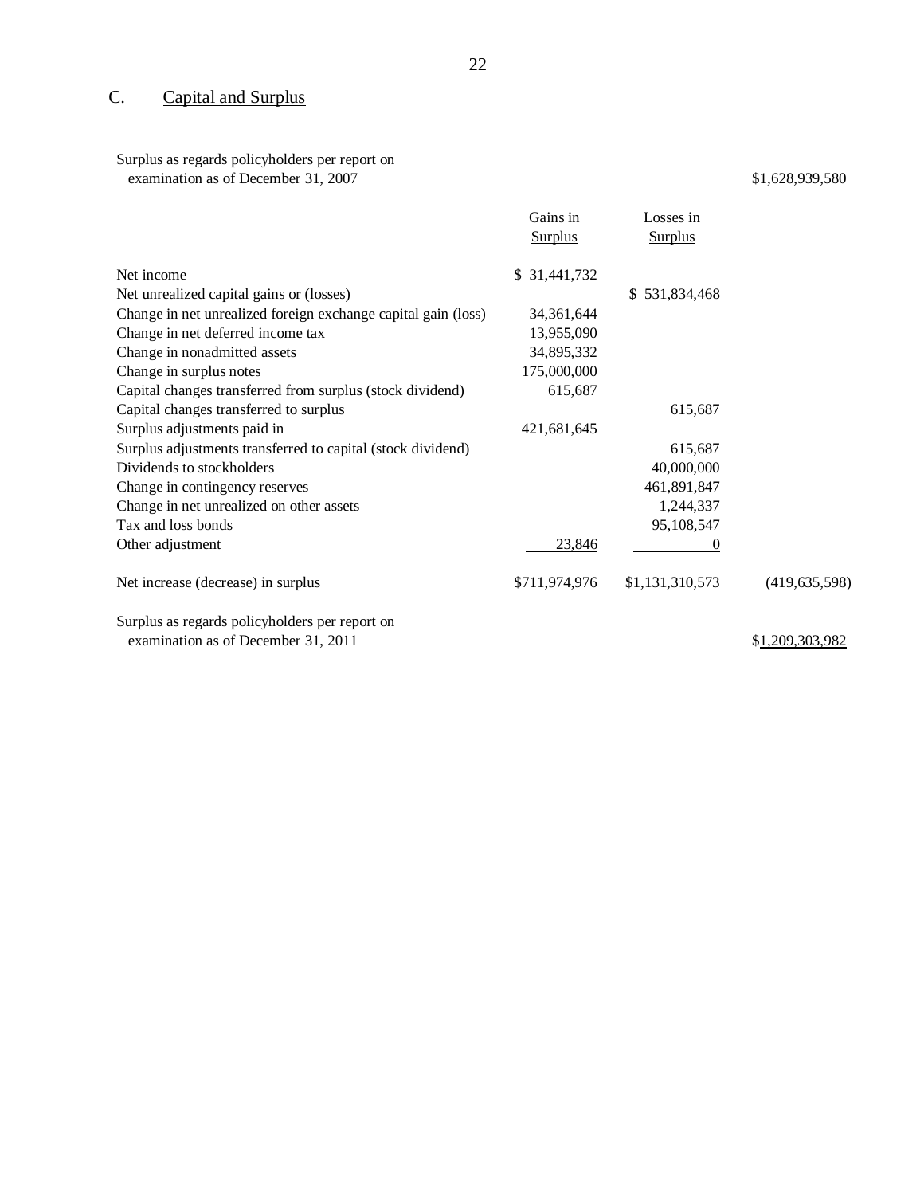## C. Capital and Surplus

| | Gains in Surplus | Losses in Surplus | |
|---|---|---|---|
| Surplus as regards policyholders per report on examination as of December 31, 2007 | | | $1,628,939,580 |
| Net income | $ 31,441,732 | | |
| Net unrealized capital gains or (losses) | | $ 531,834,468 | |
| Change in net unrealized foreign exchange capital gain (loss) | 34,361,644 | | |
| Change in net deferred income tax | 13,955,090 | | |
| Change in nonadmitted assets | 34,895,332 | | |
| Change in surplus notes | 175,000,000 | | |
| Capital changes transferred from surplus (stock dividend) | 615,687 | | |
| Capital changes transferred to surplus | | 615,687 | |
| Surplus adjustments paid in | 421,681,645 | | |
| Surplus adjustments transferred to capital (stock dividend) | | 615,687 | |
| Dividends to stockholders | | 40,000,000 | |
| Change in contingency reserves | | 461,891,847 | |
| Change in net unrealized on other assets | | 1,244,337 | |
| Tax and loss bonds | | 95,108,547 | |
| Other adjustment | 23,846 | 0 | |
| Net increase (decrease) in surplus | $711,974,976 | $1,131,310,573 | (419,635,598) |
| Surplus as regards policyholders per report on examination as of December 31, 2011 | | | $1,209,303,982 |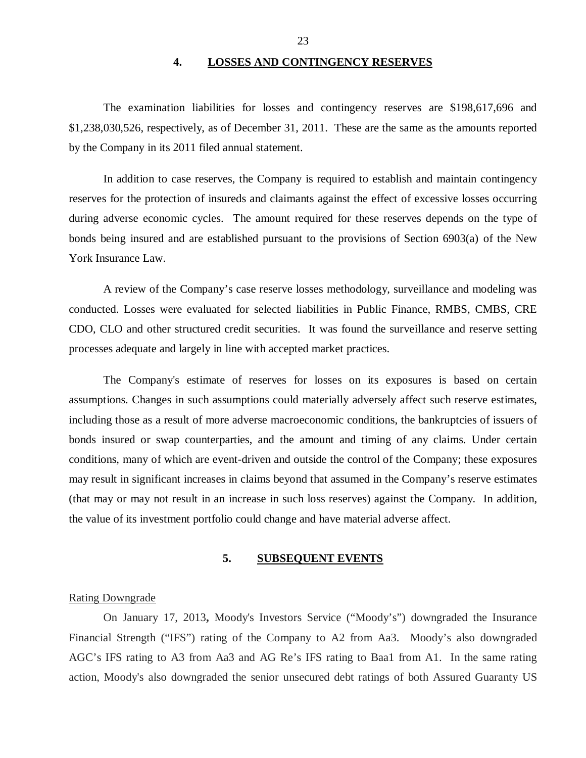## 4. LOSSES AND CONTINGENCY RESERVES

The examination liabilities for losses and contingency reserves are $198,617,696 and $1,238,030,526, respectively, as of December 31, 2011. These are the same as the amounts reported by the Company in its 2011 filed annual statement.

In addition to case reserves, the Company is required to establish and maintain contingency reserves for the protection of insureds and claimants against the effect of excessive losses occurring during adverse economic cycles. The amount required for these reserves depends on the type of bonds being insured and are established pursuant to the provisions of Section 6903(a) of the New York Insurance Law.

A review of the Company's case reserve losses methodology, surveillance and modeling was conducted. Losses were evaluated for selected liabilities in Public Finance, RMBS, CMBS, CRE CDO, CLO and other structured credit securities. It was found the surveillance and reserve setting processes adequate and largely in line with accepted market practices.

The Company's estimate of reserves for losses on its exposures is based on certain assumptions. Changes in such assumptions could materially adversely affect such reserve estimates, including those as a result of more adverse macroeconomic conditions, the bankruptcies of issuers of bonds insured or swap counterparties, and the amount and timing of any claims. Under certain conditions, many of which are event-driven and outside the control of the Company; these exposures may result in significant increases in claims beyond that assumed in the Company's reserve estimates (that may or may not result in an increase in such loss reserves) against the Company. In addition, the value of its investment portfolio could change and have material adverse affect.

## 5. SUBSEQUENT EVENTS

Rating Downgrade

On January 17, 2013**,** Moody's Investors Service ("Moody's") downgraded the Insurance Financial Strength ("IFS") rating of the Company to A2 from Aa3. Moody's also downgraded AGC's IFS rating to A3 from Aa3 and AG Re's IFS rating to Baa1 from A1. In the same rating action, Moody's also downgraded the senior unsecured debt ratings of both Assured Guaranty US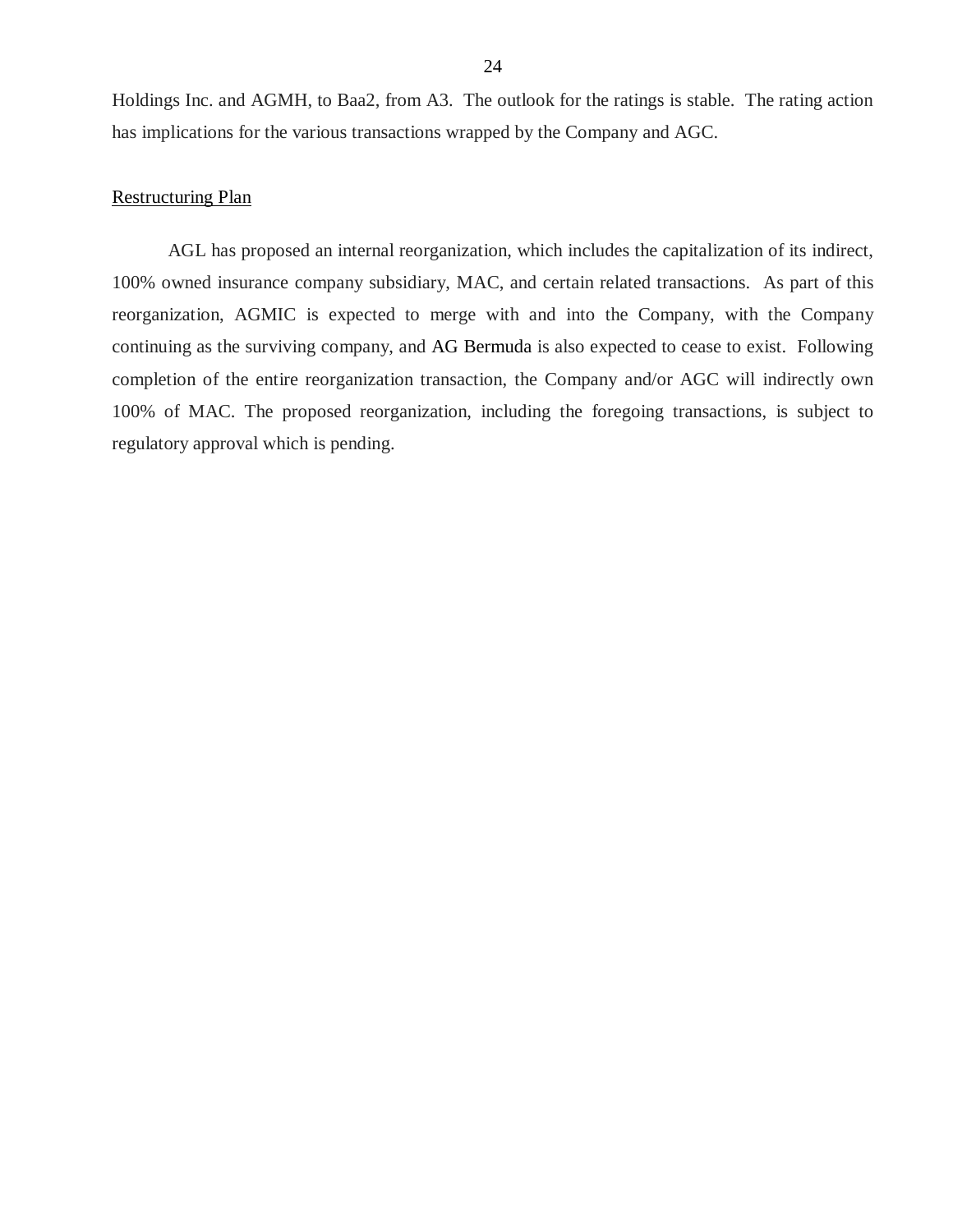Holdings Inc. and AGMH, to Baa2, from A3. The outlook for the ratings is stable. The rating action has implications for the various transactions wrapped by the Company and AGC.

Restructuring Plan

AGL has proposed an internal reorganization, which includes the capitalization of its indirect, 100% owned insurance company subsidiary, MAC, and certain related transactions. As part of this reorganization, AGMIC is expected to merge with and into the Company, with the Company continuing as the surviving company, and AG Bermuda is also expected to cease to exist. Following completion of the entire reorganization transaction, the Company and/or AGC will indirectly own 100% of MAC. The proposed reorganization, including the foregoing transactions, is subject to regulatory approval which is pending.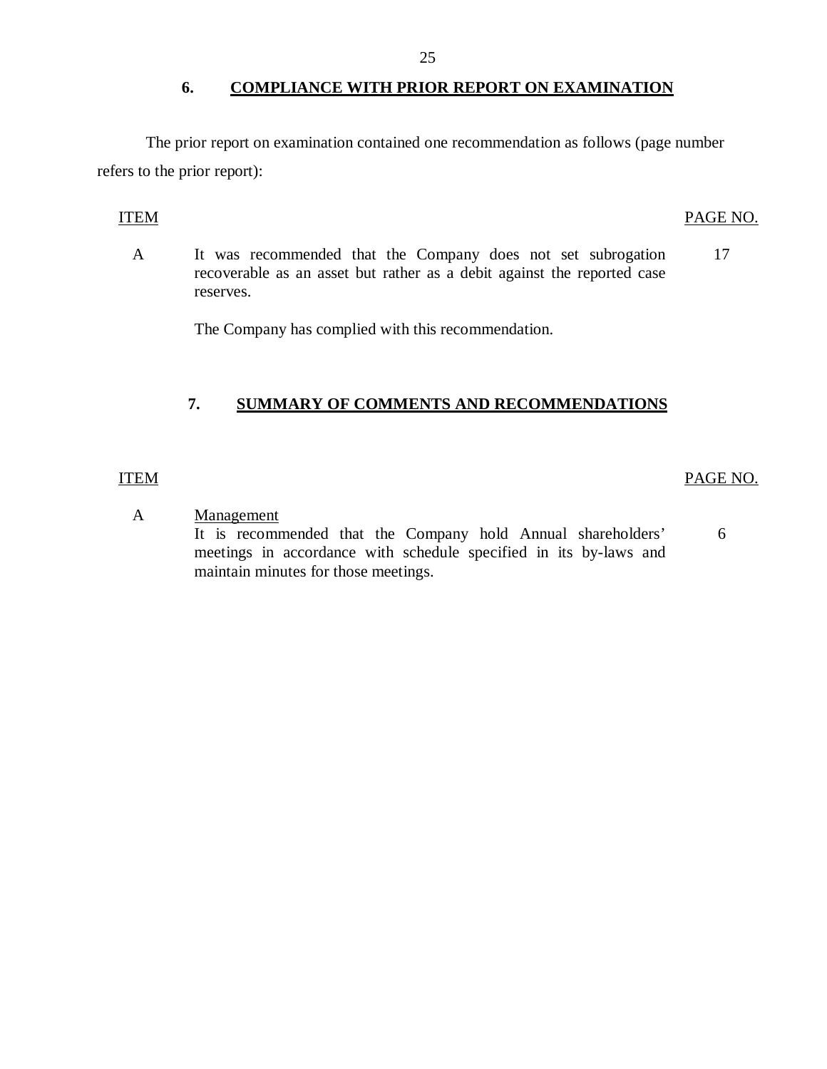## 6. COMPLIANCE WITH PRIOR REPORT ON EXAMINATION

The prior report on examination contained one recommendation as follows (page number refers to the prior report):

| ITEM | | PAGE NO. |
|---|---|---|
| A | It was recommended that the Company does not set subrogation recoverable as an asset but rather as a debit against the reported case reserves.<br><br>The Company has complied with this recommendation. | 17 |

## 7. SUMMARY OF COMMENTS AND RECOMMENDATIONS

| ITEM | | PAGE NO. |
|---|---|---|
| A | Management<br>It is recommended that the Company hold Annual shareholders' meetings in accordance with schedule specified in its by-laws and maintain minutes for those meetings. | 6 |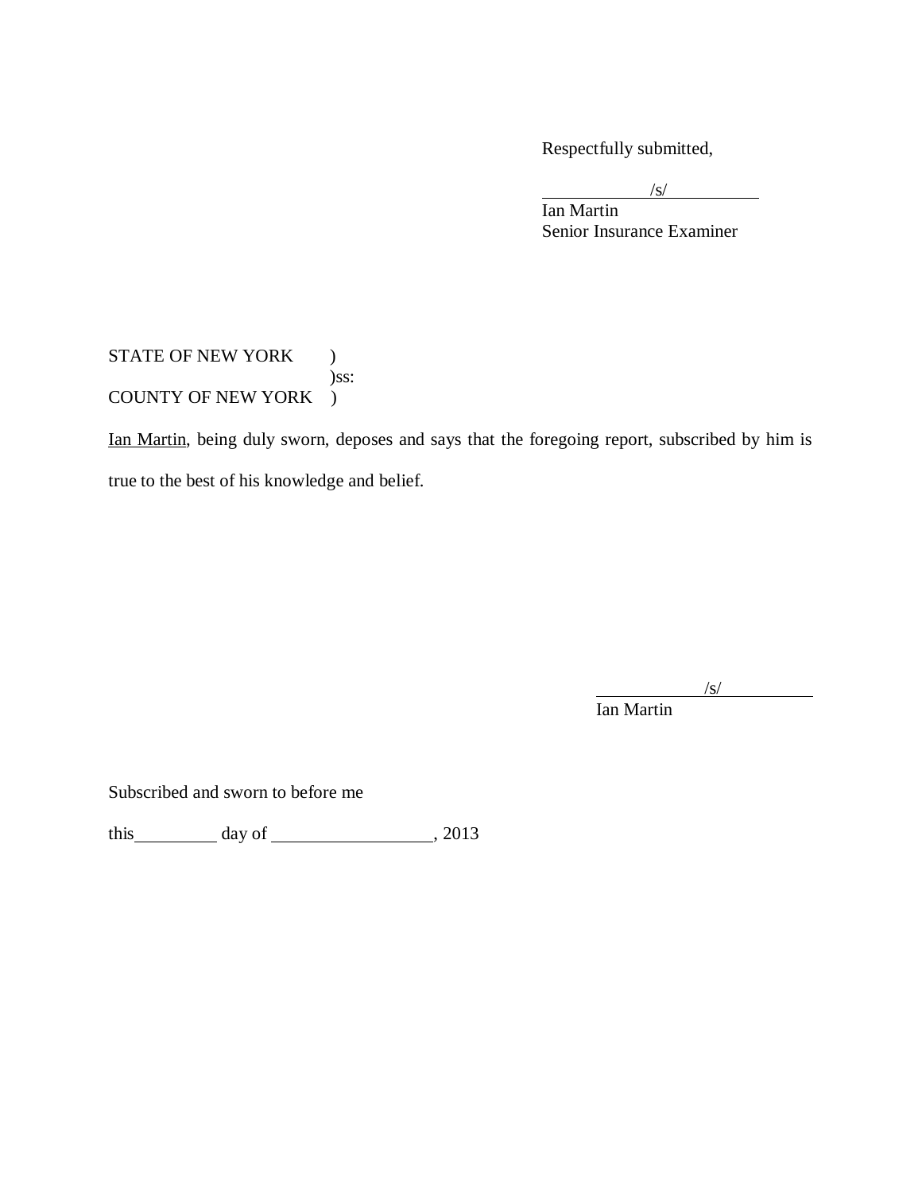Respectfully submitted,

/s/
Ian Martin
Senior Insurance Examiner

STATE OF NEW YORK )
)ss:
COUNTY OF NEW YORK )

Ian Martin, being duly sworn, deposes and says that the foregoing report, subscribed by him is true to the best of his knowledge and belief.

/s/
Ian Martin

Subscribed and sworn to before me

this\_\_\_\_\_\_\_\_\_ day of \_\_\_\_\_\_\_\_\_\_\_\_\_\_\_\_\_, 2013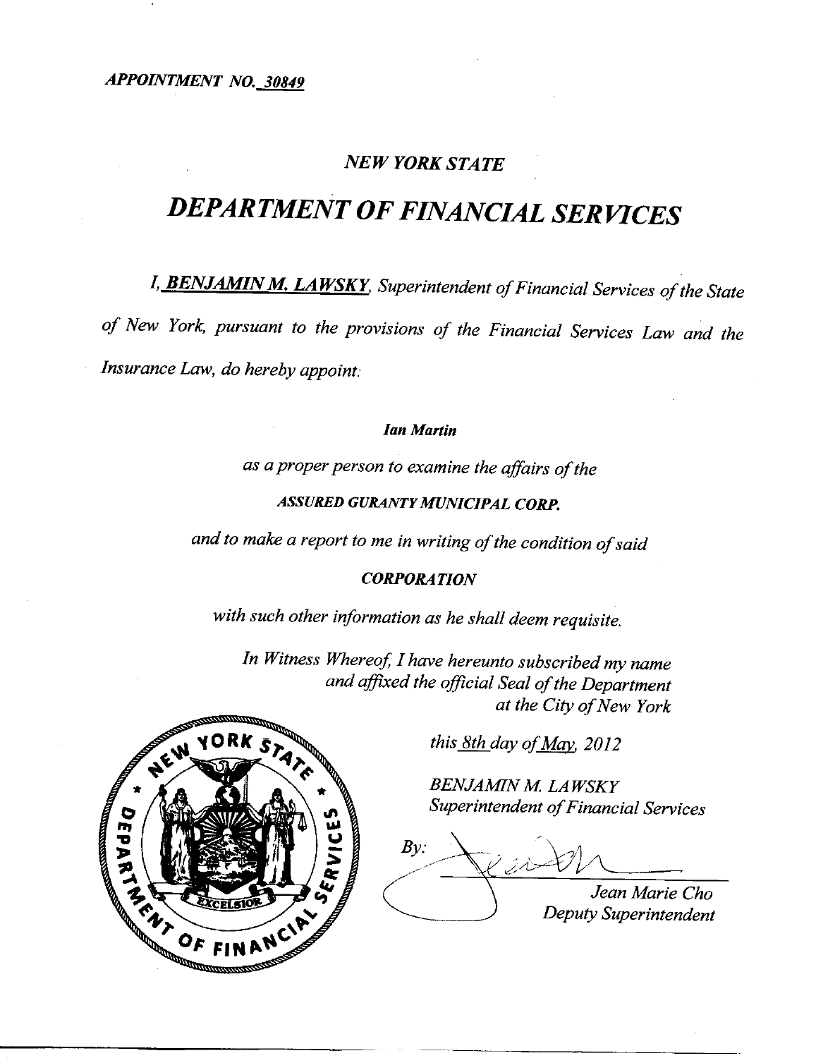*APPOINTMENT NO. 30849*

## *NEW YORK STATE*

# *DEPARTMENT OF FINANCIAL SERVICES*

*I, **BENJAMIN M. LAWSKY**, Superintendent of Financial Services of the State of New York, pursuant to the provisions of the Financial Services Law and the Insurance Law, do hereby appoint:*

***Ian Martin***

*as a proper person to examine the affairs of the*

***ASSURED GURANTY MUNICIPAL CORP.***

*and to make a report to me in writing of the condition of said*

***CORPORATION***

*with such other information as he shall deem requisite.*

*In Witness Whereof, I have hereunto subscribed my name and affixed the official Seal of the Department at the City of New York*

*this 8th day of May, 2012*

*BENJAMIN M. LAWSKY*
*Superintendent of Financial Services*

*By:*

*Jean Marie Cho*
*Deputy Superintendent*